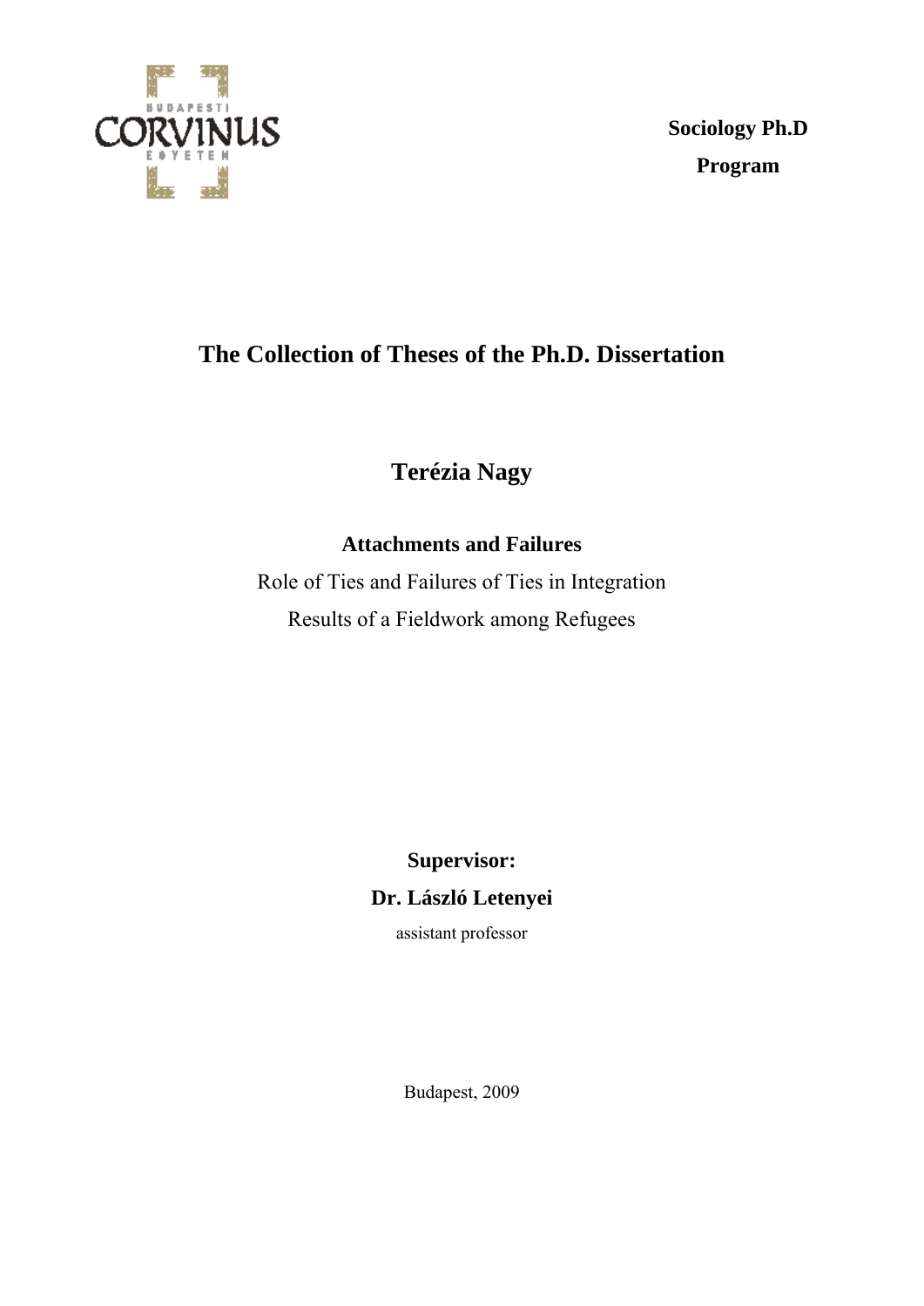**Sociology Ph.D Program**

# The Collection of Theses of the Ph.D. Dissertation

## Terézia Nagy

**Attachments and Failures**

Role of Ties and Failures of Ties in Integration

Results of a Fieldwork among Refugees

**Supervisor:**

**Dr. László Letenyei**

assistant professor

Budapest, 2009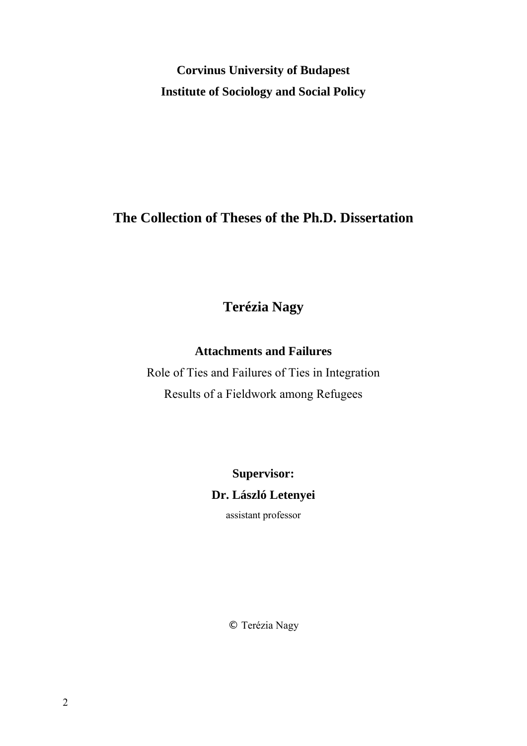**Corvinus University of Budapest**

**Institute of Sociology and Social Policy**

# The Collection of Theses of the Ph.D. Dissertation

## Terézia Nagy

**Attachments and Failures**

Role of Ties and Failures of Ties in Integration

Results of a Fieldwork among Refugees

**Supervisor:**

**Dr. László Letenyei**

assistant professor

© Terézia Nagy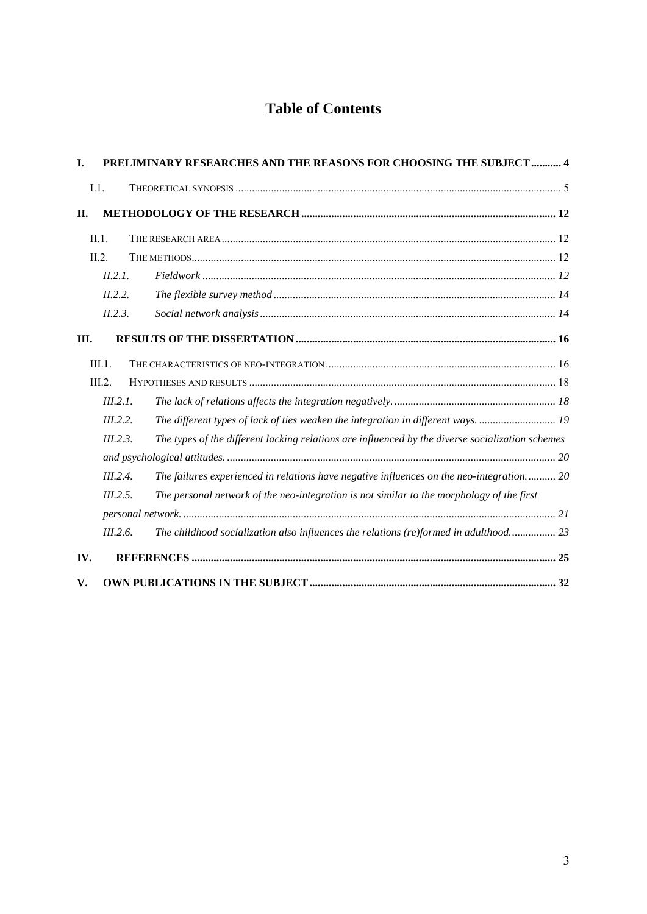# Table of Contents

**I. PRELIMINARY RESEARCHES AND THE REASONS FOR CHOOSING THE SUBJECT ........... 4**

I.1. THEORETICAL SYNOPSIS ........... 5

**II. METHODOLOGY OF THE RESEARCH ........... 12**

II.1. THE RESEARCH AREA ........... 12

II.2. THE METHODS ........... 12

*II.2.1. Fieldwork ........... 12*

*II.2.2. The flexible survey method ........... 14*

*II.2.3. Social network analysis ........... 14*

**III. RESULTS OF THE DISSERTATION ........... 16**

III.1. THE CHARACTERISTICS OF NEO-INTEGRATION ........... 16

III.2. HYPOTHESES AND RESULTS ........... 18

*III.2.1. The lack of relations affects the integration negatively. ........... 18*

*III.2.2. The different types of lack of ties weaken the integration in different ways. ........... 19*

*III.2.3. The types of the different lacking relations are influenced by the diverse socialization schemes and psychological attitudes. ........... 20*

*III.2.4. The failures experienced in relations have negative influences on the neo-integration. ........... 20*

*III.2.5. The personal network of the neo-integration is not similar to the morphology of the first personal network. ........... 21*

*III.2.6. The childhood socialization also influences the relations (re)formed in adulthood. ........... 23*

**IV. REFERENCES ........... 25**

**V. OWN PUBLICATIONS IN THE SUBJECT ........... 32**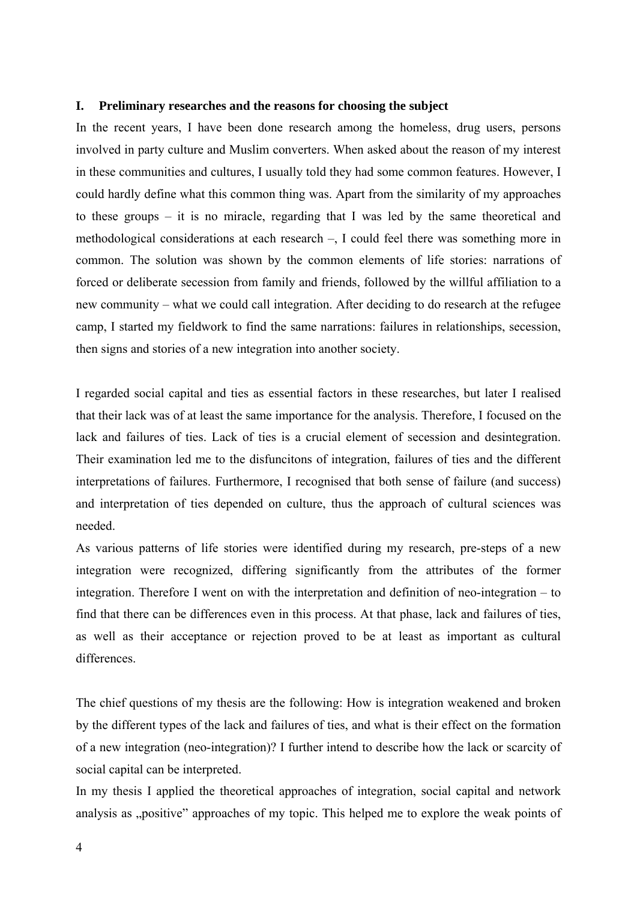## I. Preliminary researches and the reasons for choosing the subject

In the recent years, I have been done research among the homeless, drug users, persons involved in party culture and Muslim converters. When asked about the reason of my interest in these communities and cultures, I usually told they had some common features. However, I could hardly define what this common thing was. Apart from the similarity of my approaches to these groups – it is no miracle, regarding that I was led by the same theoretical and methodological considerations at each research –, I could feel there was something more in common. The solution was shown by the common elements of life stories: narrations of forced or deliberate secession from family and friends, followed by the willful affiliation to a new community – what we could call integration. After deciding to do research at the refugee camp, I started my fieldwork to find the same narrations: failures in relationships, secession, then signs and stories of a new integration into another society.

I regarded social capital and ties as essential factors in these researches, but later I realised that their lack was of at least the same importance for the analysis. Therefore, I focused on the lack and failures of ties. Lack of ties is a crucial element of secession and desintegration. Their examination led me to the disfuncitons of integration, failures of ties and the different interpretations of failures. Furthermore, I recognised that both sense of failure (and success) and interpretation of ties depended on culture, thus the approach of cultural sciences was needed.

As various patterns of life stories were identified during my research, pre-steps of a new integration were recognized, differing significantly from the attributes of the former integration. Therefore I went on with the interpretation and definition of neo-integration – to find that there can be differences even in this process. At that phase, lack and failures of ties, as well as their acceptance or rejection proved to be at least as important as cultural differences.

The chief questions of my thesis are the following: How is integration weakened and broken by the different types of the lack and failures of ties, and what is their effect on the formation of a new integration (neo-integration)? I further intend to describe how the lack or scarcity of social capital can be interpreted.

In my thesis I applied the theoretical approaches of integration, social capital and network analysis as „positive" approaches of my topic. This helped me to explore the weak points of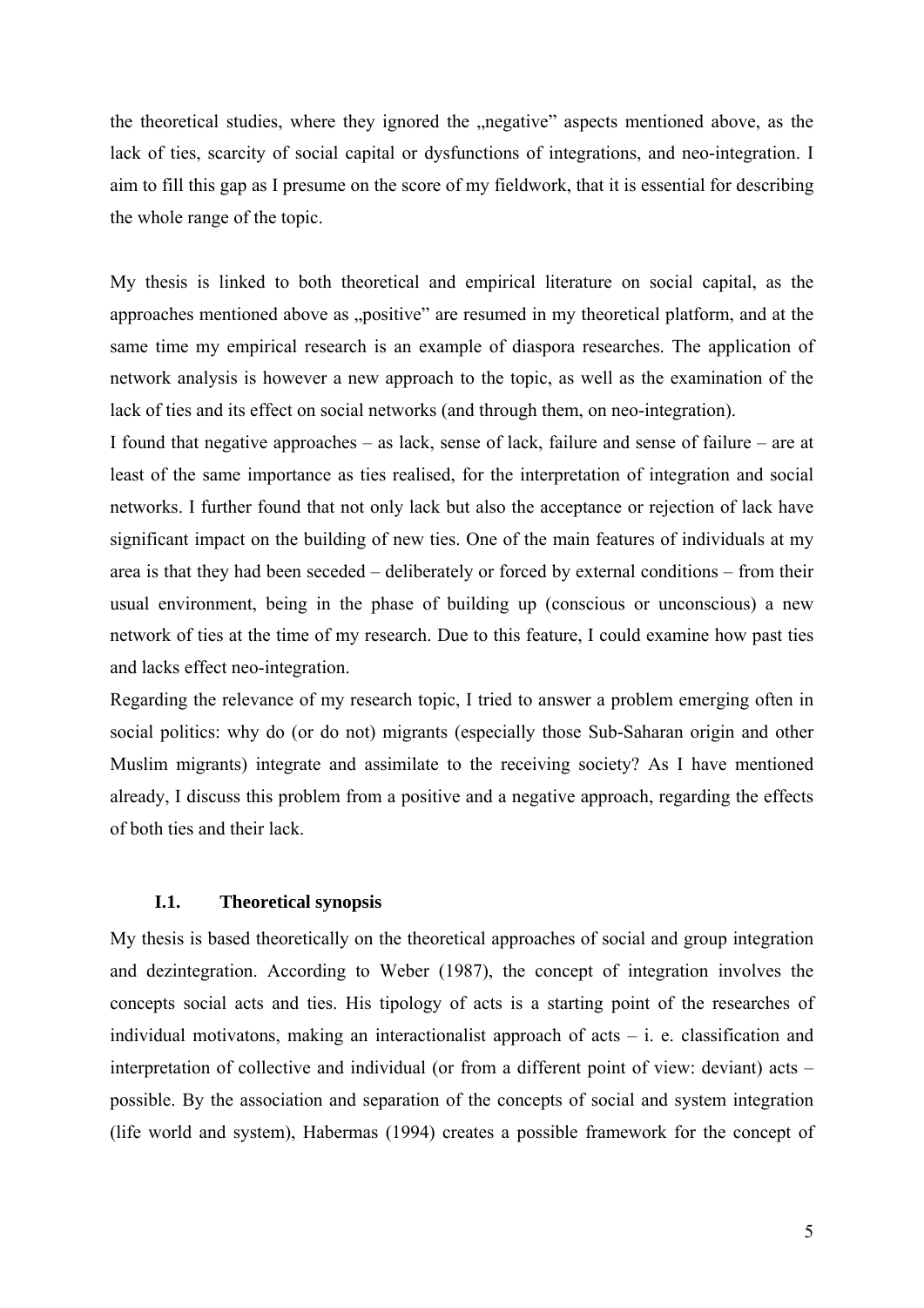the theoretical studies, where they ignored the „negative" aspects mentioned above, as the lack of ties, scarcity of social capital or dysfunctions of integrations, and neo-integration. I aim to fill this gap as I presume on the score of my fieldwork, that it is essential for describing the whole range of the topic.

My thesis is linked to both theoretical and empirical literature on social capital, as the approaches mentioned above as „positive" are resumed in my theoretical platform, and at the same time my empirical research is an example of diaspora researches. The application of network analysis is however a new approach to the topic, as well as the examination of the lack of ties and its effect on social networks (and through them, on neo-integration).

I found that negative approaches – as lack, sense of lack, failure and sense of failure – are at least of the same importance as ties realised, for the interpretation of integration and social networks. I further found that not only lack but also the acceptance or rejection of lack have significant impact on the building of new ties. One of the main features of individuals at my area is that they had been seceded – deliberately or forced by external conditions – from their usual environment, being in the phase of building up (conscious or unconscious) a new network of ties at the time of my research. Due to this feature, I could examine how past ties and lacks effect neo-integration.

Regarding the relevance of my research topic, I tried to answer a problem emerging often in social politics: why do (or do not) migrants (especially those Sub-Saharan origin and other Muslim migrants) integrate and assimilate to the receiving society? As I have mentioned already, I discuss this problem from a positive and a negative approach, regarding the effects of both ties and their lack.

### I.1. Theoretical synopsis

My thesis is based theoretically on the theoretical approaches of social and group integration and dezintegration. According to Weber (1987), the concept of integration involves the concepts social acts and ties. His tipology of acts is a starting point of the researches of individual motivatons, making an interactionalist approach of acts – i. e. classification and interpretation of collective and individual (or from a different point of view: deviant) acts – possible. By the association and separation of the concepts of social and system integration (life world and system), Habermas (1994) creates a possible framework for the concept of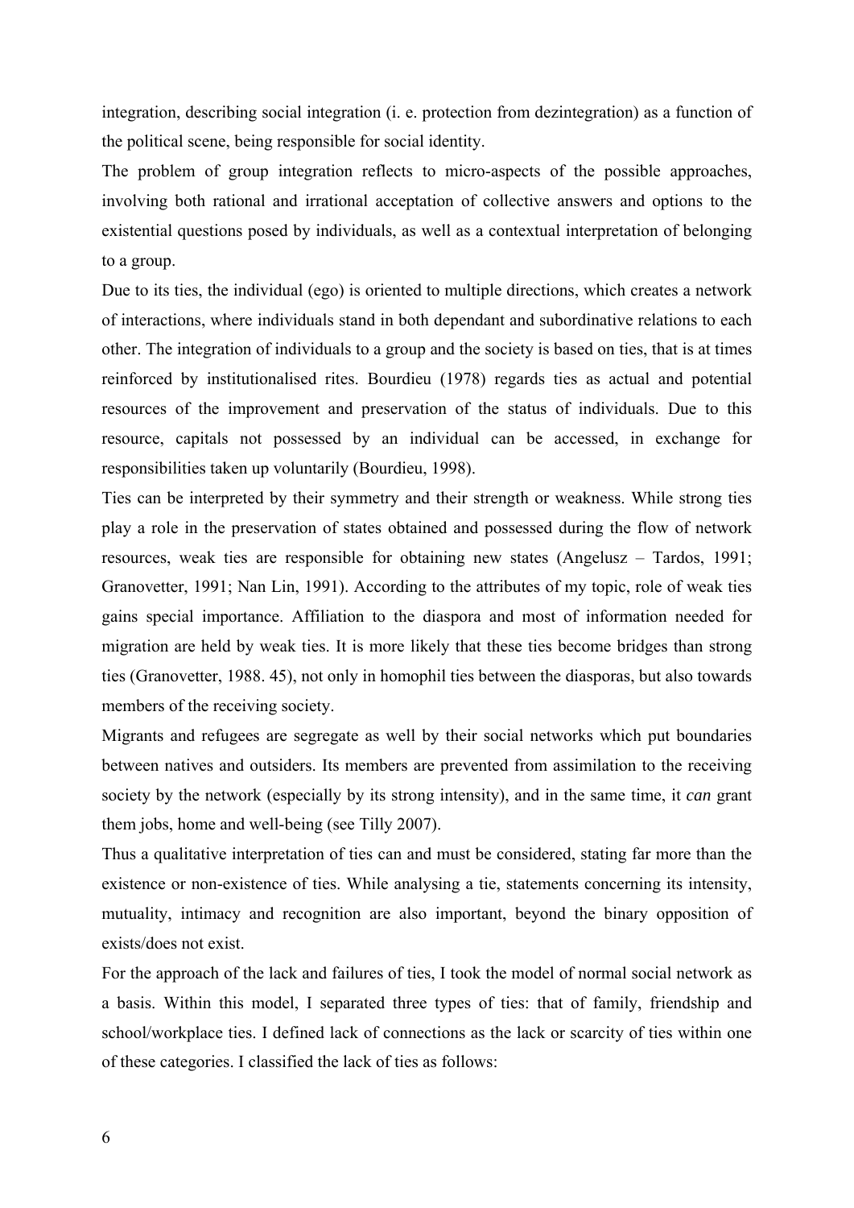integration, describing social integration (i. e. protection from dezintegration) as a function of the political scene, being responsible for social identity.

The problem of group integration reflects to micro-aspects of the possible approaches, involving both rational and irrational acceptation of collective answers and options to the existential questions posed by individuals, as well as a contextual interpretation of belonging to a group.

Due to its ties, the individual (ego) is oriented to multiple directions, which creates a network of interactions, where individuals stand in both dependant and subordinative relations to each other. The integration of individuals to a group and the society is based on ties, that is at times reinforced by institutionalised rites. Bourdieu (1978) regards ties as actual and potential resources of the improvement and preservation of the status of individuals. Due to this resource, capitals not possessed by an individual can be accessed, in exchange for responsibilities taken up voluntarily (Bourdieu, 1998).

Ties can be interpreted by their symmetry and their strength or weakness. While strong ties play a role in the preservation of states obtained and possessed during the flow of network resources, weak ties are responsible for obtaining new states (Angelusz – Tardos, 1991; Granovetter, 1991; Nan Lin, 1991). According to the attributes of my topic, role of weak ties gains special importance. Affiliation to the diaspora and most of information needed for migration are held by weak ties. It is more likely that these ties become bridges than strong ties (Granovetter, 1988. 45), not only in homophil ties between the diasporas, but also towards members of the receiving society.

Migrants and refugees are segregate as well by their social networks which put boundaries between natives and outsiders. Its members are prevented from assimilation to the receiving society by the network (especially by its strong intensity), and in the same time, it *can* grant them jobs, home and well-being (see Tilly 2007).

Thus a qualitative interpretation of ties can and must be considered, stating far more than the existence or non-existence of ties. While analysing a tie, statements concerning its intensity, mutuality, intimacy and recognition are also important, beyond the binary opposition of exists/does not exist.

For the approach of the lack and failures of ties, I took the model of normal social network as a basis. Within this model, I separated three types of ties: that of family, friendship and school/workplace ties. I defined lack of connections as the lack or scarcity of ties within one of these categories. I classified the lack of ties as follows: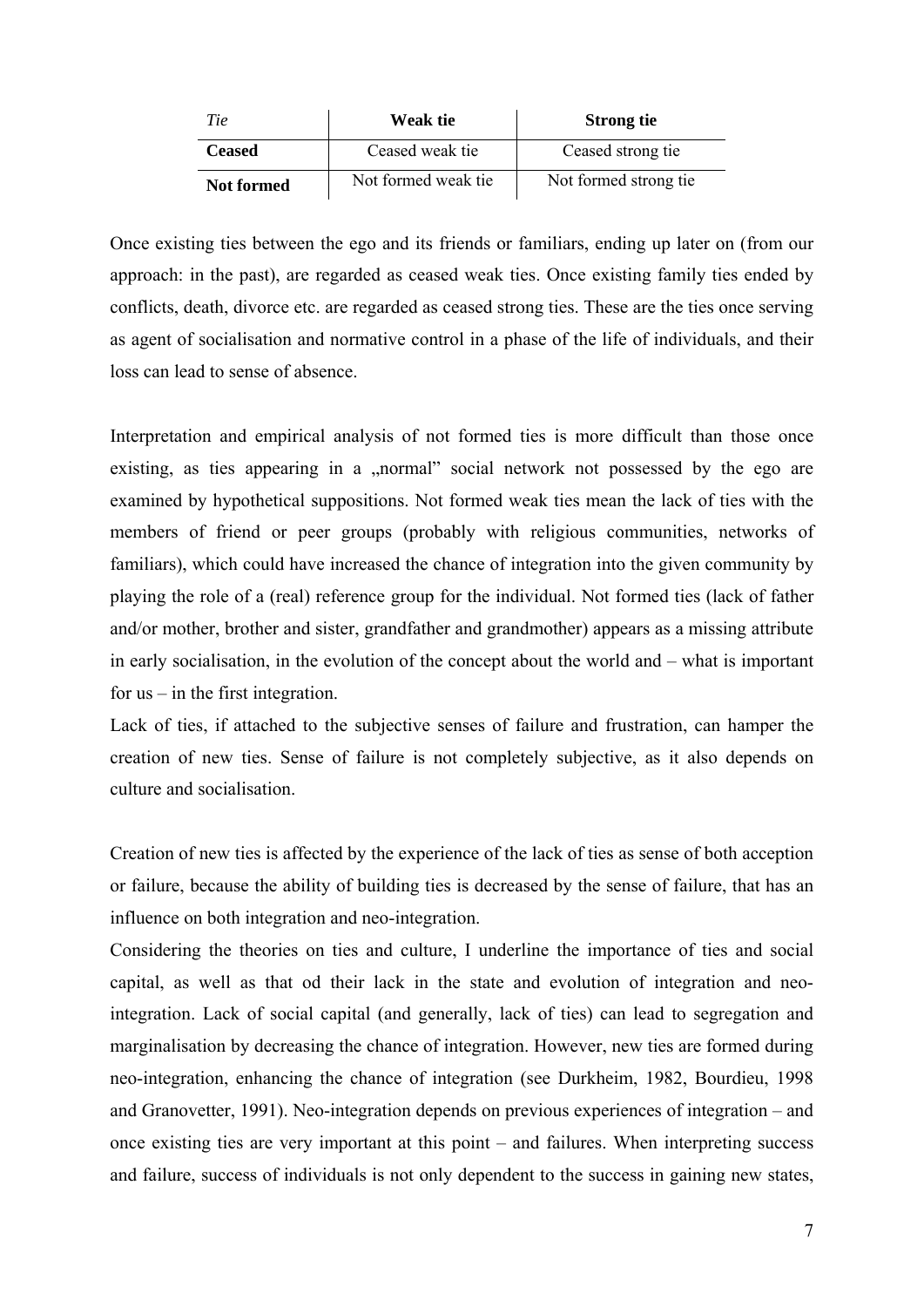| *Tie* | **Weak tie** | **Strong tie** |
|---|---|---|
| **Ceased** | Ceased weak tie | Ceased strong tie |
| **Not formed** | Not formed weak tie | Not formed strong tie |

Once existing ties between the ego and its friends or familiars, ending up later on (from our approach: in the past), are regarded as ceased weak ties. Once existing family ties ended by conflicts, death, divorce etc. are regarded as ceased strong ties. These are the ties once serving as agent of socialisation and normative control in a phase of the life of individuals, and their loss can lead to sense of absence.

Interpretation and empirical analysis of not formed ties is more difficult than those once existing, as ties appearing in a „normal" social network not possessed by the ego are examined by hypothetical suppositions. Not formed weak ties mean the lack of ties with the members of friend or peer groups (probably with religious communities, networks of familiars), which could have increased the chance of integration into the given community by playing the role of a (real) reference group for the individual. Not formed ties (lack of father and/or mother, brother and sister, grandfather and grandmother) appears as a missing attribute in early socialisation, in the evolution of the concept about the world and – what is important for us – in the first integration.

Lack of ties, if attached to the subjective senses of failure and frustration, can hamper the creation of new ties. Sense of failure is not completely subjective, as it also depends on culture and socialisation.

Creation of new ties is affected by the experience of the lack of ties as sense of both acception or failure, because the ability of building ties is decreased by the sense of failure, that has an influence on both integration and neo-integration.

Considering the theories on ties and culture, I underline the importance of ties and social capital, as well as that od their lack in the state and evolution of integration and neo-integration. Lack of social capital (and generally, lack of ties) can lead to segregation and marginalisation by decreasing the chance of integration. However, new ties are formed during neo-integration, enhancing the chance of integration (see Durkheim, 1982, Bourdieu, 1998 and Granovetter, 1991). Neo-integration depends on previous experiences of integration – and once existing ties are very important at this point – and failures. When interpreting success and failure, success of individuals is not only dependent to the success in gaining new states,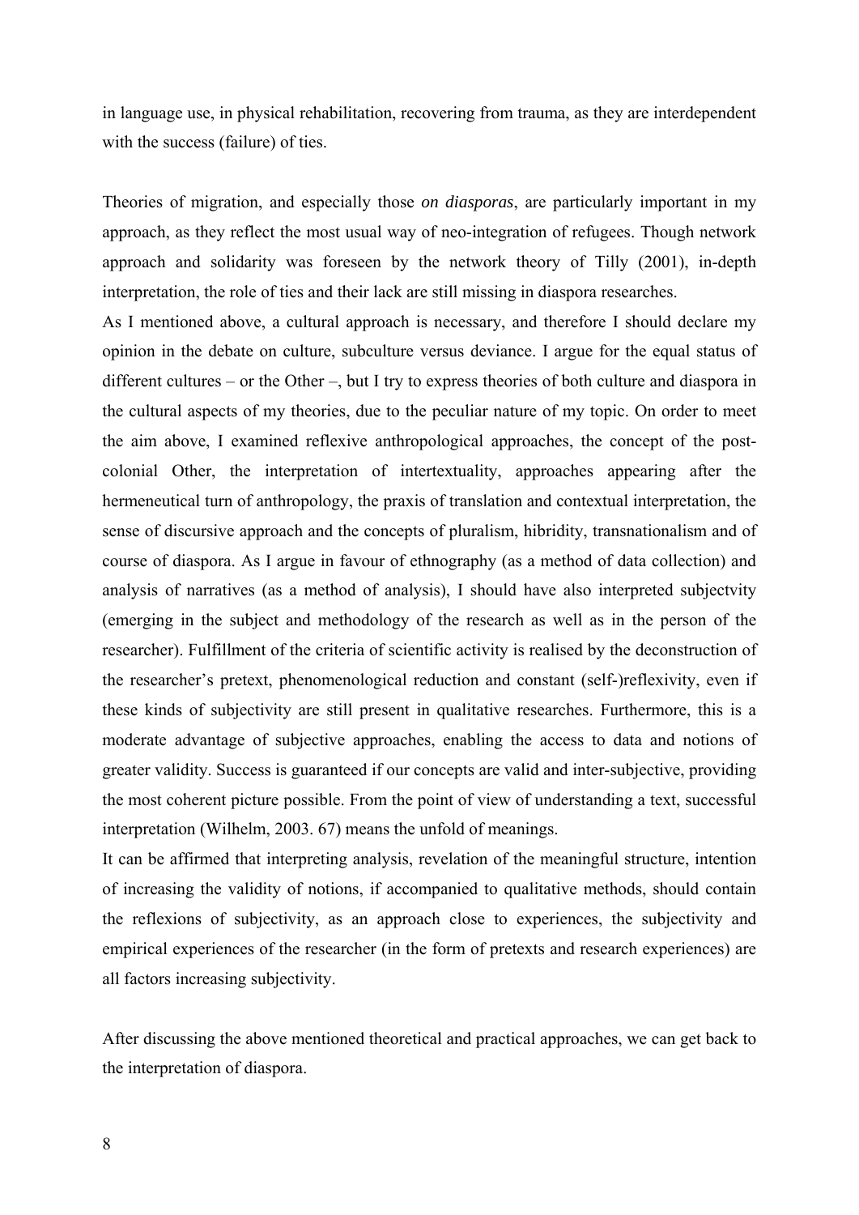in language use, in physical rehabilitation, recovering from trauma, as they are interdependent with the success (failure) of ties.

Theories of migration, and especially those *on diasporas*, are particularly important in my approach, as they reflect the most usual way of neo-integration of refugees. Though network approach and solidarity was foreseen by the network theory of Tilly (2001), in-depth interpretation, the role of ties and their lack are still missing in diaspora researches.

As I mentioned above, a cultural approach is necessary, and therefore I should declare my opinion in the debate on culture, subculture versus deviance. I argue for the equal status of different cultures – or the Other –, but I try to express theories of both culture and diaspora in the cultural aspects of my theories, due to the peculiar nature of my topic. On order to meet the aim above, I examined reflexive anthropological approaches, the concept of the post-colonial Other, the interpretation of intertextuality, approaches appearing after the hermeneutical turn of anthropology, the praxis of translation and contextual interpretation, the sense of discursive approach and the concepts of pluralism, hibridity, transnationalism and of course of diaspora. As I argue in favour of ethnography (as a method of data collection) and analysis of narratives (as a method of analysis), I should have also interpreted subjectvity (emerging in the subject and methodology of the research as well as in the person of the researcher). Fulfillment of the criteria of scientific activity is realised by the deconstruction of the researcher's pretext, phenomenological reduction and constant (self-)reflexivity, even if these kinds of subjectivity are still present in qualitative researches. Furthermore, this is a moderate advantage of subjective approaches, enabling the access to data and notions of greater validity. Success is guaranteed if our concepts are valid and inter-subjective, providing the most coherent picture possible. From the point of view of understanding a text, successful interpretation (Wilhelm, 2003. 67) means the unfold of meanings.

It can be affirmed that interpreting analysis, revelation of the meaningful structure, intention of increasing the validity of notions, if accompanied to qualitative methods, should contain the reflexions of subjectivity, as an approach close to experiences, the subjectivity and empirical experiences of the researcher (in the form of pretexts and research experiences) are all factors increasing subjectivity.

After discussing the above mentioned theoretical and practical approaches, we can get back to the interpretation of diaspora.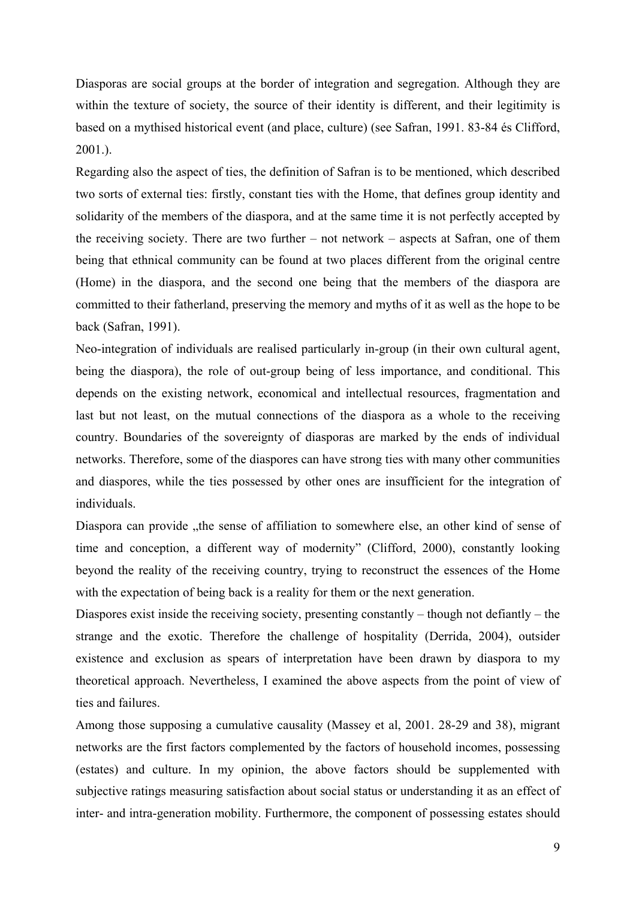Diasporas are social groups at the border of integration and segregation. Although they are within the texture of society, the source of their identity is different, and their legitimity is based on a mythised historical event (and place, culture) (see Safran, 1991. 83-84 és Clifford, 2001.).

Regarding also the aspect of ties, the definition of Safran is to be mentioned, which described two sorts of external ties: firstly, constant ties with the Home, that defines group identity and solidarity of the members of the diaspora, and at the same time it is not perfectly accepted by the receiving society. There are two further – not network – aspects at Safran, one of them being that ethnical community can be found at two places different from the original centre (Home) in the diaspora, and the second one being that the members of the diaspora are committed to their fatherland, preserving the memory and myths of it as well as the hope to be back (Safran, 1991).

Neo-integration of individuals are realised particularly in-group (in their own cultural agent, being the diaspora), the role of out-group being of less importance, and conditional. This depends on the existing network, economical and intellectual resources, fragmentation and last but not least, on the mutual connections of the diaspora as a whole to the receiving country. Boundaries of the sovereignty of diasporas are marked by the ends of individual networks. Therefore, some of the diaspores can have strong ties with many other communities and diaspores, while the ties possessed by other ones are insufficient for the integration of individuals.

Diaspora can provide „the sense of affiliation to somewhere else, an other kind of sense of time and conception, a different way of modernity" (Clifford, 2000), constantly looking beyond the reality of the receiving country, trying to reconstruct the essences of the Home with the expectation of being back is a reality for them or the next generation.

Diaspores exist inside the receiving society, presenting constantly – though not defiantly – the strange and the exotic. Therefore the challenge of hospitality (Derrida, 2004), outsider existence and exclusion as spears of interpretation have been drawn by diaspora to my theoretical approach. Nevertheless, I examined the above aspects from the point of view of ties and failures.

Among those supposing a cumulative causality (Massey et al, 2001. 28-29 and 38), migrant networks are the first factors complemented by the factors of household incomes, possessing (estates) and culture. In my opinion, the above factors should be supplemented with subjective ratings measuring satisfaction about social status or understanding it as an effect of inter- and intra-generation mobility. Furthermore, the component of possessing estates should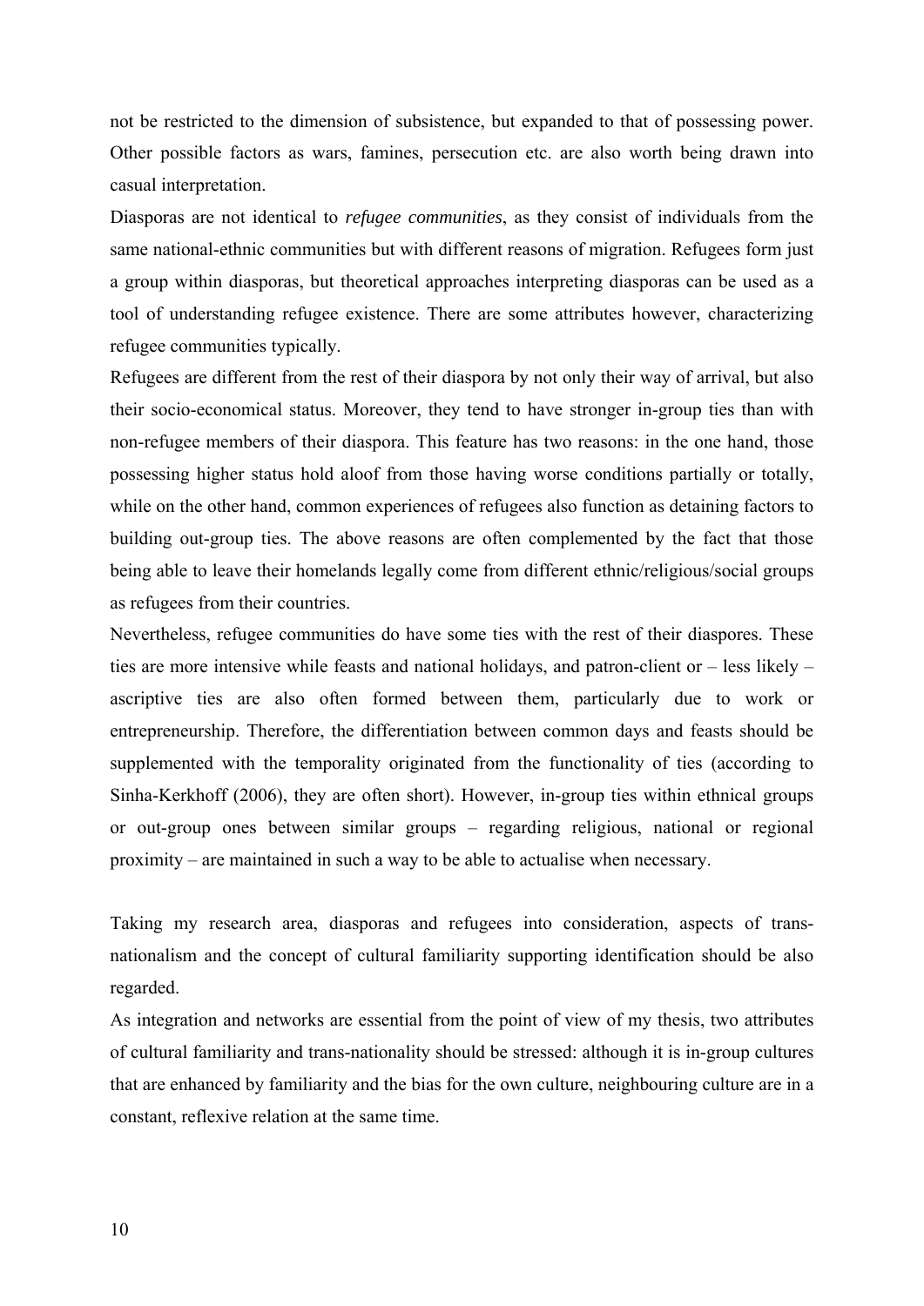not be restricted to the dimension of subsistence, but expanded to that of possessing power. Other possible factors as wars, famines, persecution etc. are also worth being drawn into casual interpretation.

Diasporas are not identical to *refugee communities*, as they consist of individuals from the same national-ethnic communities but with different reasons of migration. Refugees form just a group within diasporas, but theoretical approaches interpreting diasporas can be used as a tool of understanding refugee existence. There are some attributes however, characterizing refugee communities typically.

Refugees are different from the rest of their diaspora by not only their way of arrival, but also their socio-economical status. Moreover, they tend to have stronger in-group ties than with non-refugee members of their diaspora. This feature has two reasons: in the one hand, those possessing higher status hold aloof from those having worse conditions partially or totally, while on the other hand, common experiences of refugees also function as detaining factors to building out-group ties. The above reasons are often complemented by the fact that those being able to leave their homelands legally come from different ethnic/religious/social groups as refugees from their countries.

Nevertheless, refugee communities do have some ties with the rest of their diaspores. These ties are more intensive while feasts and national holidays, and patron-client or – less likely – ascriptive ties are also often formed between them, particularly due to work or entrepreneurship. Therefore, the differentiation between common days and feasts should be supplemented with the temporality originated from the functionality of ties (according to Sinha-Kerkhoff (2006), they are often short). However, in-group ties within ethnical groups or out-group ones between similar groups – regarding religious, national or regional proximity – are maintained in such a way to be able to actualise when necessary.

Taking my research area, diasporas and refugees into consideration, aspects of trans-nationalism and the concept of cultural familiarity supporting identification should be also regarded.

As integration and networks are essential from the point of view of my thesis, two attributes of cultural familiarity and trans-nationality should be stressed: although it is in-group cultures that are enhanced by familiarity and the bias for the own culture, neighbouring culture are in a constant, reflexive relation at the same time.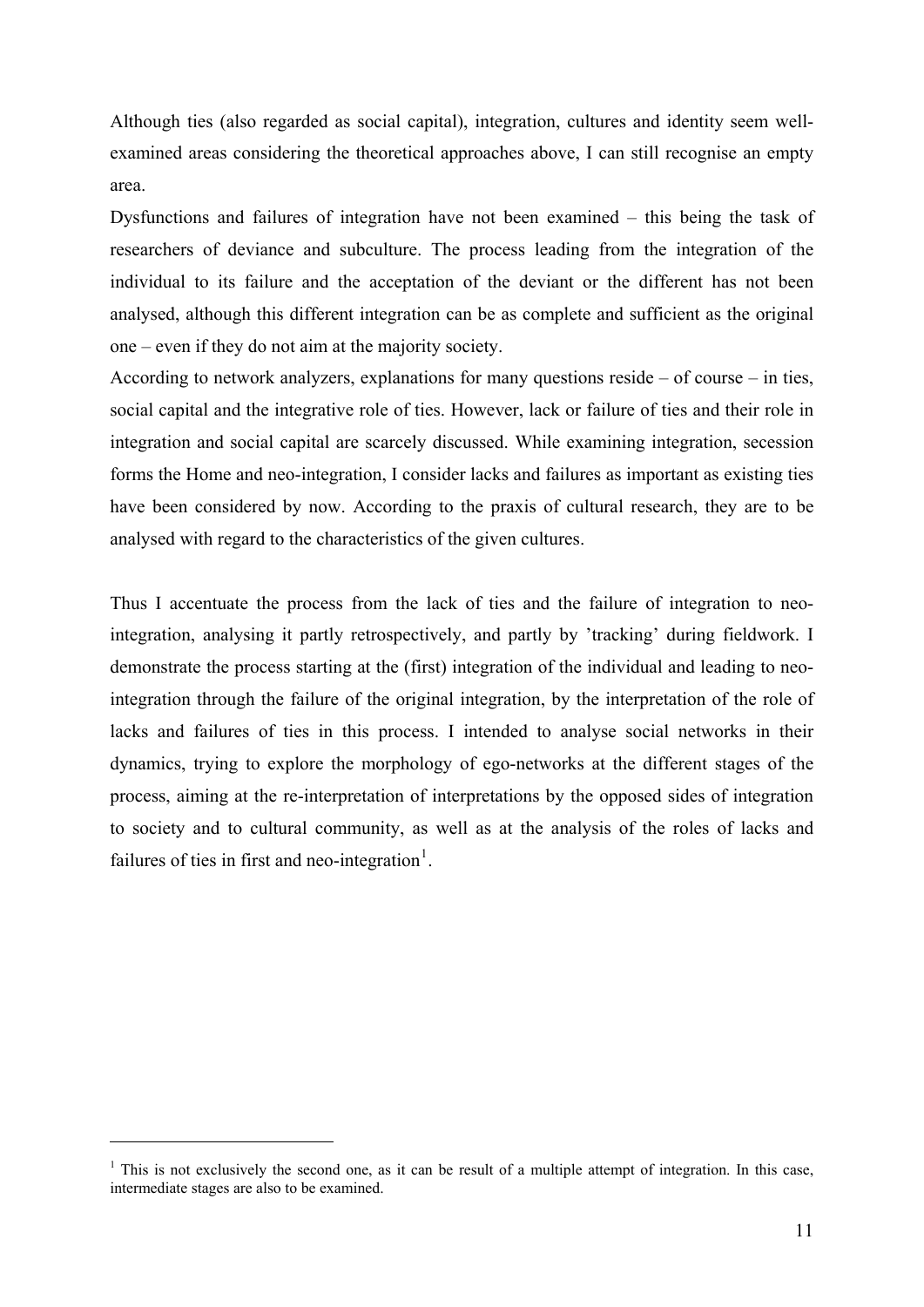Although ties (also regarded as social capital), integration, cultures and identity seem well-examined areas considering the theoretical approaches above, I can still recognise an empty area.

Dysfunctions and failures of integration have not been examined – this being the task of researchers of deviance and subculture. The process leading from the integration of the individual to its failure and the acceptation of the deviant or the different has not been analysed, although this different integration can be as complete and sufficient as the original one – even if they do not aim at the majority society.

According to network analyzers, explanations for many questions reside – of course – in ties, social capital and the integrative role of ties. However, lack or failure of ties and their role in integration and social capital are scarcely discussed. While examining integration, secession forms the Home and neo-integration, I consider lacks and failures as important as existing ties have been considered by now. According to the praxis of cultural research, they are to be analysed with regard to the characteristics of the given cultures.

Thus I accentuate the process from the lack of ties and the failure of integration to neo-integration, analysing it partly retrospectively, and partly by 'tracking' during fieldwork. I demonstrate the process starting at the (first) integration of the individual and leading to neo-integration through the failure of the original integration, by the interpretation of the role of lacks and failures of ties in this process. I intended to analyse social networks in their dynamics, trying to explore the morphology of ego-networks at the different stages of the process, aiming at the re-interpretation of interpretations by the opposed sides of integration to society and to cultural community, as well as at the analysis of the roles of lacks and failures of ties in first and neo-integration[1].

[1] This is not exclusively the second one, as it can be result of a multiple attempt of integration. In this case, intermediate stages are also to be examined.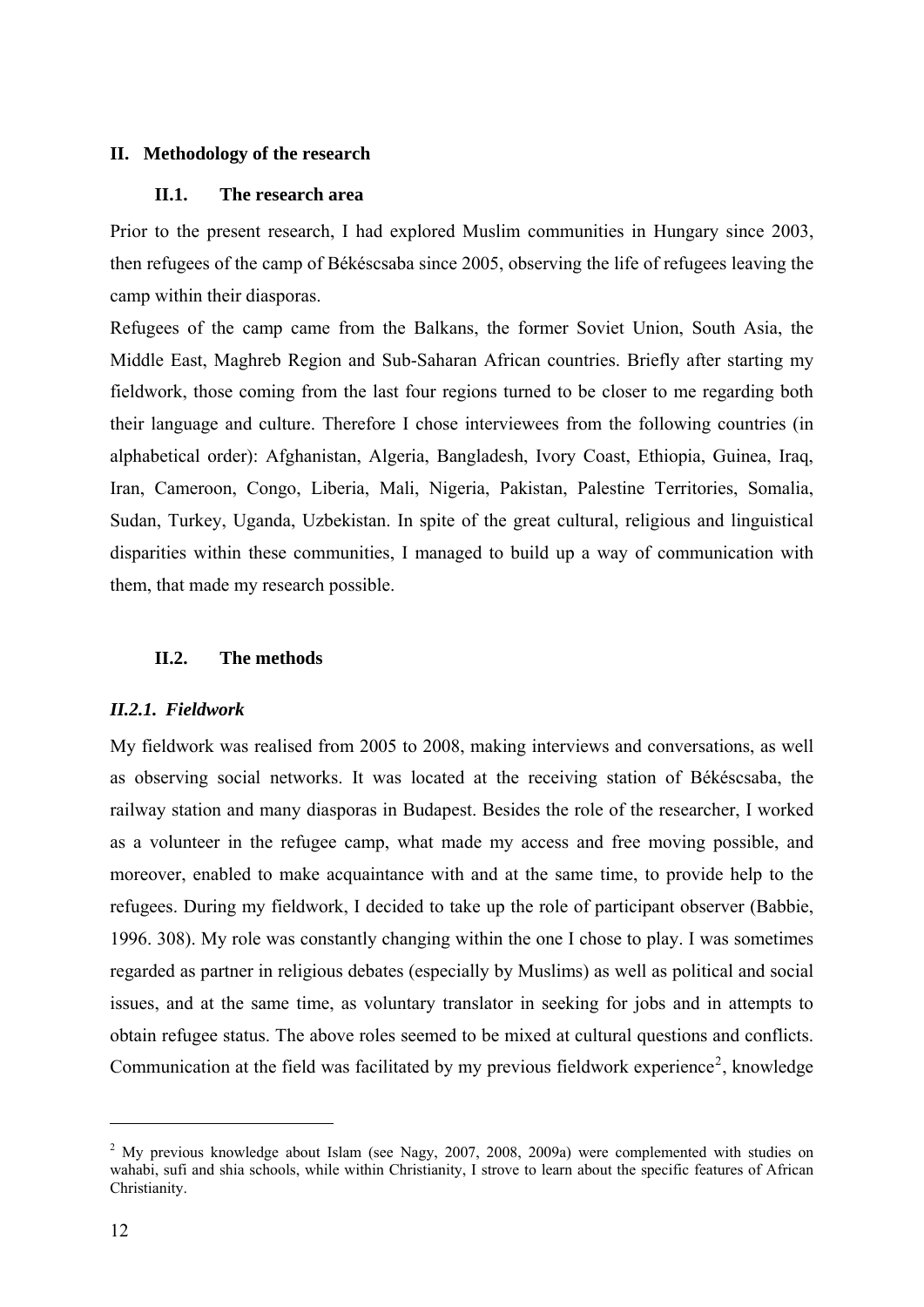## II. Methodology of the research

### II.1. The research area

Prior to the present research, I had explored Muslim communities in Hungary since 2003, then refugees of the camp of Békéscsaba since 2005, observing the life of refugees leaving the camp within their diasporas.

Refugees of the camp came from the Balkans, the former Soviet Union, South Asia, the Middle East, Maghreb Region and Sub-Saharan African countries. Briefly after starting my fieldwork, those coming from the last four regions turned to be closer to me regarding both their language and culture. Therefore I chose interviewees from the following countries (in alphabetical order): Afghanistan, Algeria, Bangladesh, Ivory Coast, Ethiopia, Guinea, Iraq, Iran, Cameroon, Congo, Liberia, Mali, Nigeria, Pakistan, Palestine Territories, Somalia, Sudan, Turkey, Uganda, Uzbekistan. In spite of the great cultural, religious and linguistical disparities within these communities, I managed to build up a way of communication with them, that made my research possible.

### II.2. The methods

#### *II.2.1. Fieldwork*

My fieldwork was realised from 2005 to 2008, making interviews and conversations, as well as observing social networks. It was located at the receiving station of Békéscsaba, the railway station and many diasporas in Budapest. Besides the role of the researcher, I worked as a volunteer in the refugee camp, what made my access and free moving possible, and moreover, enabled to make acquaintance with and at the same time, to provide help to the refugees. During my fieldwork, I decided to take up the role of participant observer (Babbie, 1996. 308). My role was constantly changing within the one I chose to play. I was sometimes regarded as partner in religious debates (especially by Muslims) as well as political and social issues, and at the same time, as voluntary translator in seeking for jobs and in attempts to obtain refugee status. The above roles seemed to be mixed at cultural questions and conflicts. Communication at the field was facilitated by my previous fieldwork experience[2], knowledge

---

[2] My previous knowledge about Islam (see Nagy, 2007, 2008, 2009a) were complemented with studies on wahabi, sufi and shia schools, while within Christianity, I strove to learn about the specific features of African Christianity.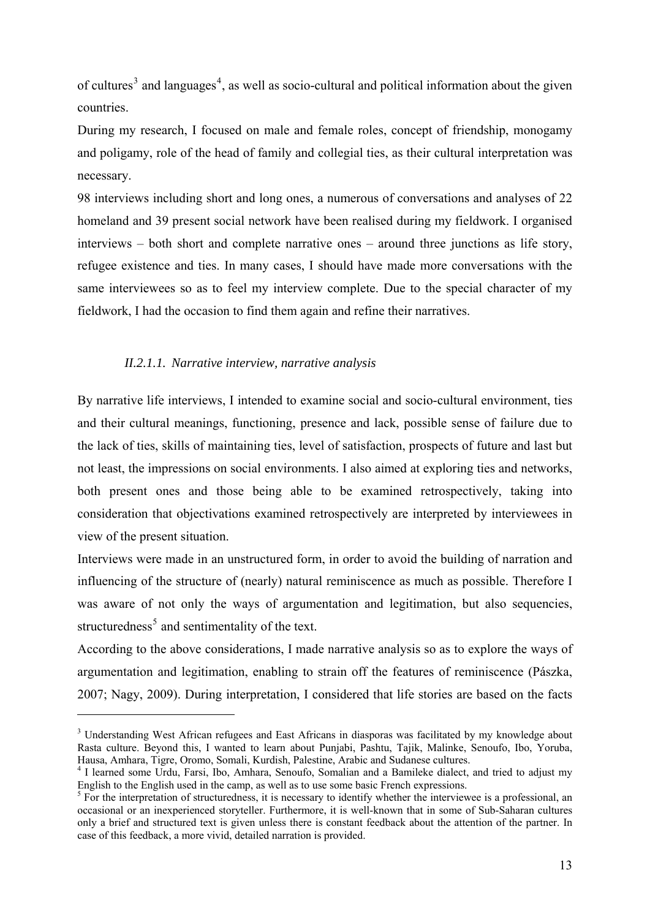of cultures[3] and languages[4], as well as socio-cultural and political information about the given countries.

During my research, I focused on male and female roles, concept of friendship, monogamy and poligamy, role of the head of family and collegial ties, as their cultural interpretation was necessary.

98 interviews including short and long ones, a numerous of conversations and analyses of 22 homeland and 39 present social network have been realised during my fieldwork. I organised interviews – both short and complete narrative ones – around three junctions as life story, refugee existence and ties. In many cases, I should have made more conversations with the same interviewees so as to feel my interview complete. Due to the special character of my fieldwork, I had the occasion to find them again and refine their narratives.

#### *II.2.1.1. Narrative interview, narrative analysis*

By narrative life interviews, I intended to examine social and socio-cultural environment, ties and their cultural meanings, functioning, presence and lack, possible sense of failure due to the lack of ties, skills of maintaining ties, level of satisfaction, prospects of future and last but not least, the impressions on social environments. I also aimed at exploring ties and networks, both present ones and those being able to be examined retrospectively, taking into consideration that objectivations examined retrospectively are interpreted by interviewees in view of the present situation.

Interviews were made in an unstructured form, in order to avoid the building of narration and influencing of the structure of (nearly) natural reminiscence as much as possible. Therefore I was aware of not only the ways of argumentation and legitimation, but also sequencies, structuredness[5] and sentimentality of the text.

According to the above considerations, I made narrative analysis so as to explore the ways of argumentation and legitimation, enabling to strain off the features of reminiscence (Pászka, 2007; Nagy, 2009). During interpretation, I considered that life stories are based on the facts

---

[3] Understanding West African refugees and East Africans in diasporas was facilitated by my knowledge about Rasta culture. Beyond this, I wanted to learn about Punjabi, Pashtu, Tajik, Malinke, Senoufo, Ibo, Yoruba, Hausa, Amhara, Tigre, Oromo, Somali, Kurdish, Palestine, Arabic and Sudanese cultures.

[4] I learned some Urdu, Farsi, Ibo, Amhara, Senoufo, Somalian and a Bamileke dialect, and tried to adjust my English to the English used in the camp, as well as to use some basic French expressions.

[5] For the interpretation of structuredness, it is necessary to identify whether the interviewee is a professional, an occasional or an inexperienced storyteller. Furthermore, it is well-known that in some of Sub-Saharan cultures only a brief and structured text is given unless there is constant feedback about the attention of the partner. In case of this feedback, a more vivid, detailed narration is provided.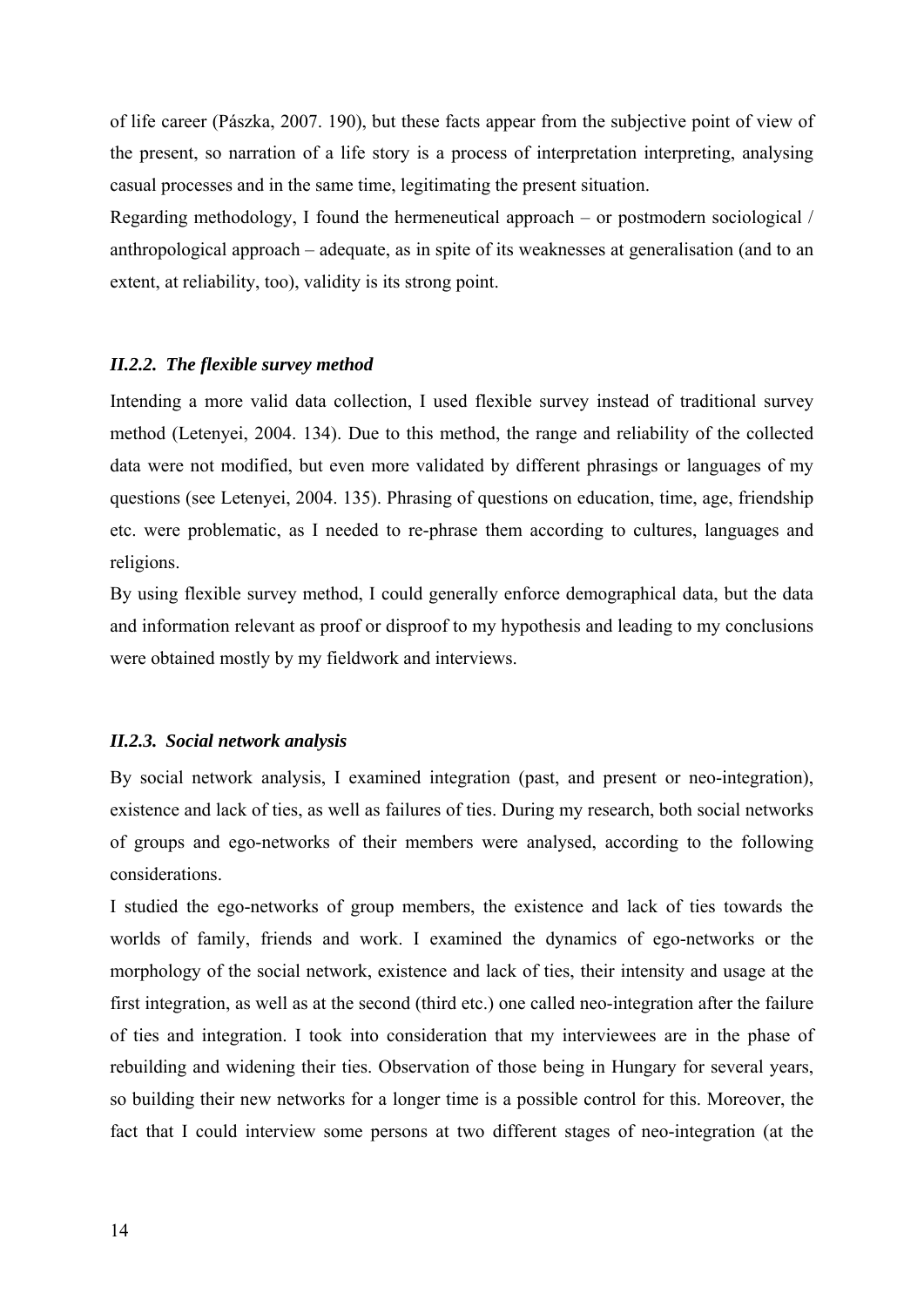of life career (Pászka, 2007. 190), but these facts appear from the subjective point of view of the present, so narration of a life story is a process of interpretation interpreting, analysing casual processes and in the same time, legitimating the present situation.

Regarding methodology, I found the hermeneutical approach – or postmodern sociological / anthropological approach – adequate, as in spite of its weaknesses at generalisation (and to an extent, at reliability, too), validity is its strong point.

### *II.2.2. The flexible survey method*

Intending a more valid data collection, I used flexible survey instead of traditional survey method (Letenyei, 2004. 134). Due to this method, the range and reliability of the collected data were not modified, but even more validated by different phrasings or languages of my questions (see Letenyei, 2004. 135). Phrasing of questions on education, time, age, friendship etc. were problematic, as I needed to re-phrase them according to cultures, languages and religions.

By using flexible survey method, I could generally enforce demographical data, but the data and information relevant as proof or disproof to my hypothesis and leading to my conclusions were obtained mostly by my fieldwork and interviews.

### *II.2.3. Social network analysis*

By social network analysis, I examined integration (past, and present or neo-integration), existence and lack of ties, as well as failures of ties. During my research, both social networks of groups and ego-networks of their members were analysed, according to the following considerations.

I studied the ego-networks of group members, the existence and lack of ties towards the worlds of family, friends and work. I examined the dynamics of ego-networks or the morphology of the social network, existence and lack of ties, their intensity and usage at the first integration, as well as at the second (third etc.) one called neo-integration after the failure of ties and integration. I took into consideration that my interviewees are in the phase of rebuilding and widening their ties. Observation of those being in Hungary for several years, so building their new networks for a longer time is a possible control for this. Moreover, the fact that I could interview some persons at two different stages of neo-integration (at the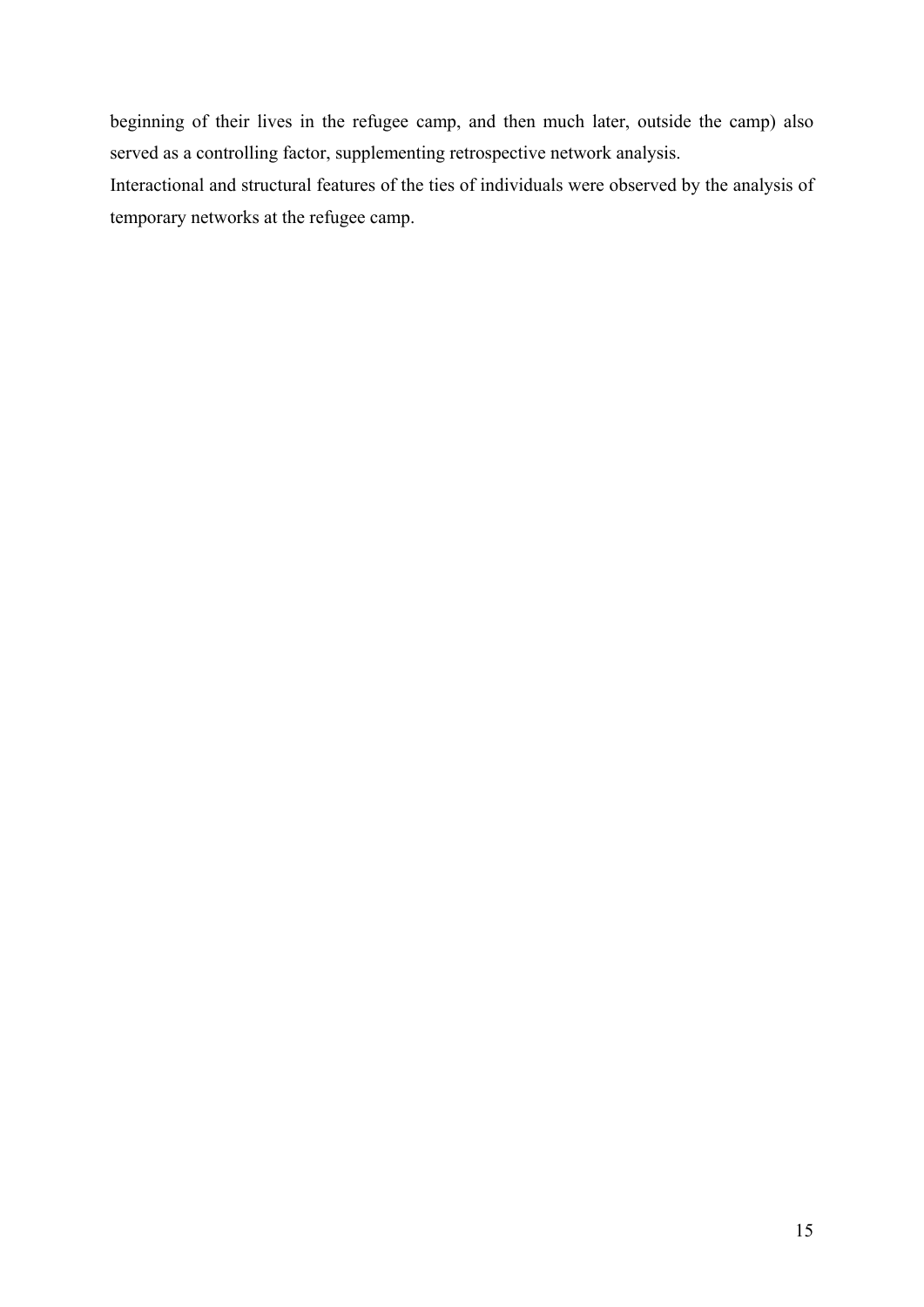beginning of their lives in the refugee camp, and then much later, outside the camp) also served as a controlling factor, supplementing retrospective network analysis.

Interactional and structural features of the ties of individuals were observed by the analysis of temporary networks at the refugee camp.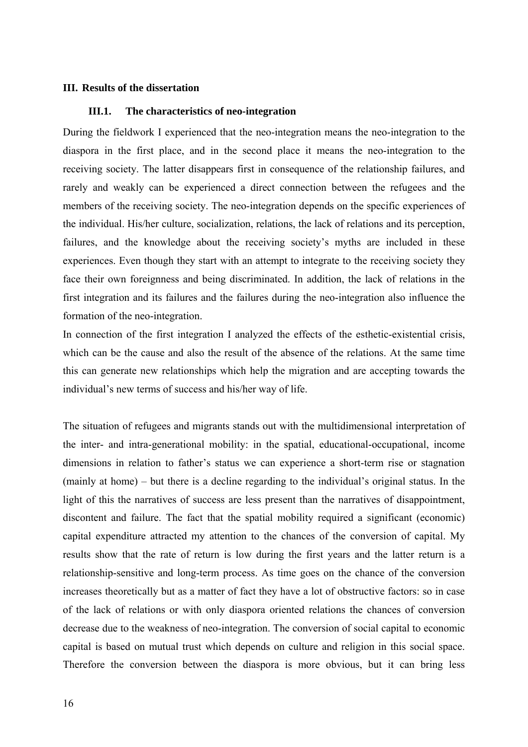## III. Results of the dissertation

### III.1. The characteristics of neo-integration

During the fieldwork I experienced that the neo-integration means the neo-integration to the diaspora in the first place, and in the second place it means the neo-integration to the receiving society. The latter disappears first in consequence of the relationship failures, and rarely and weakly can be experienced a direct connection between the refugees and the members of the receiving society. The neo-integration depends on the specific experiences of the individual. His/her culture, socialization, relations, the lack of relations and its perception, failures, and the knowledge about the receiving society's myths are included in these experiences. Even though they start with an attempt to integrate to the receiving society they face their own foreignness and being discriminated. In addition, the lack of relations in the first integration and its failures and the failures during the neo-integration also influence the formation of the neo-integration.

In connection of the first integration I analyzed the effects of the esthetic-existential crisis, which can be the cause and also the result of the absence of the relations. At the same time this can generate new relationships which help the migration and are accepting towards the individual's new terms of success and his/her way of life.

The situation of refugees and migrants stands out with the multidimensional interpretation of the inter- and intra-generational mobility: in the spatial, educational-occupational, income dimensions in relation to father's status we can experience a short-term rise or stagnation (mainly at home) – but there is a decline regarding to the individual's original status. In the light of this the narratives of success are less present than the narratives of disappointment, discontent and failure. The fact that the spatial mobility required a significant (economic) capital expenditure attracted my attention to the chances of the conversion of capital. My results show that the rate of return is low during the first years and the latter return is a relationship-sensitive and long-term process. As time goes on the chance of the conversion increases theoretically but as a matter of fact they have a lot of obstructive factors: so in case of the lack of relations or with only diaspora oriented relations the chances of conversion decrease due to the weakness of neo-integration. The conversion of social capital to economic capital is based on mutual trust which depends on culture and religion in this social space. Therefore the conversion between the diaspora is more obvious, but it can bring less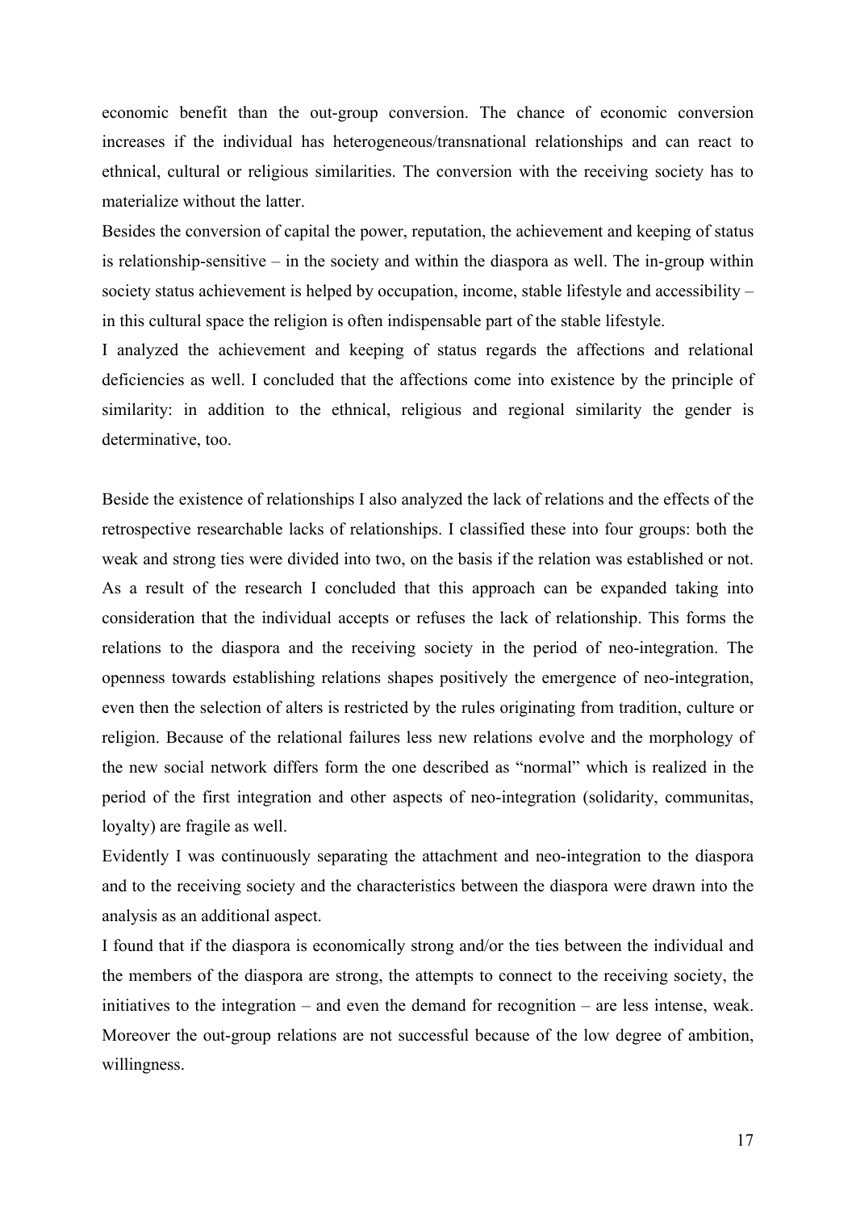economic benefit than the out-group conversion. The chance of economic conversion increases if the individual has heterogeneous/transnational relationships and can react to ethnical, cultural or religious similarities. The conversion with the receiving society has to materialize without the latter.

Besides the conversion of capital the power, reputation, the achievement and keeping of status is relationship-sensitive – in the society and within the diaspora as well. The in-group within society status achievement is helped by occupation, income, stable lifestyle and accessibility – in this cultural space the religion is often indispensable part of the stable lifestyle.

I analyzed the achievement and keeping of status regards the affections and relational deficiencies as well. I concluded that the affections come into existence by the principle of similarity: in addition to the ethnical, religious and regional similarity the gender is determinative, too.

Beside the existence of relationships I also analyzed the lack of relations and the effects of the retrospective researchable lacks of relationships. I classified these into four groups: both the weak and strong ties were divided into two, on the basis if the relation was established or not. As a result of the research I concluded that this approach can be expanded taking into consideration that the individual accepts or refuses the lack of relationship. This forms the relations to the diaspora and the receiving society in the period of neo-integration. The openness towards establishing relations shapes positively the emergence of neo-integration, even then the selection of alters is restricted by the rules originating from tradition, culture or religion. Because of the relational failures less new relations evolve and the morphology of the new social network differs form the one described as "normal" which is realized in the period of the first integration and other aspects of neo-integration (solidarity, communitas, loyalty) are fragile as well.

Evidently I was continuously separating the attachment and neo-integration to the diaspora and to the receiving society and the characteristics between the diaspora were drawn into the analysis as an additional aspect.

I found that if the diaspora is economically strong and/or the ties between the individual and the members of the diaspora are strong, the attempts to connect to the receiving society, the initiatives to the integration – and even the demand for recognition – are less intense, weak. Moreover the out-group relations are not successful because of the low degree of ambition, willingness.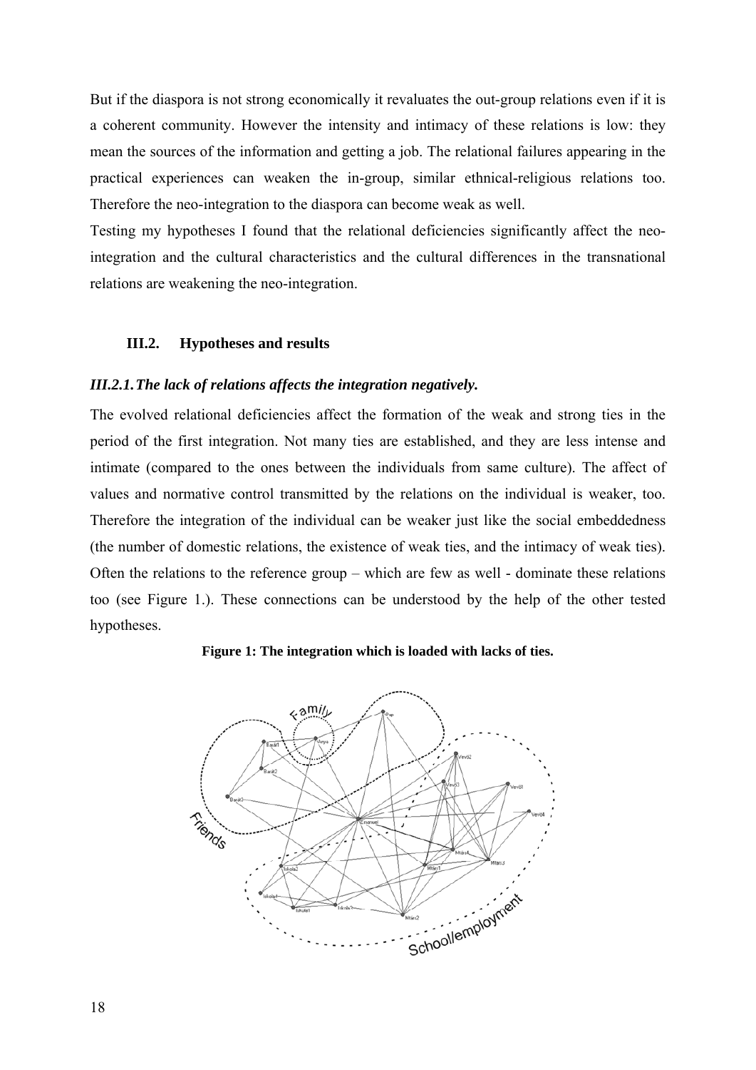But if the diaspora is not strong economically it revaluates the out-group relations even if it is a coherent community. However the intensity and intimacy of these relations is low: they mean the sources of the information and getting a job. The relational failures appearing in the practical experiences can weaken the in-group, similar ethnical-religious relations too. Therefore the neo-integration to the diaspora can become weak as well.

Testing my hypotheses I found that the relational deficiencies significantly affect the neo-integration and the cultural characteristics and the cultural differences in the transnational relations are weakening the neo-integration.

## III.2. Hypotheses and results

### *III.2.1. The lack of relations affects the integration negatively.*

The evolved relational deficiencies affect the formation of the weak and strong ties in the period of the first integration. Not many ties are established, and they are less intense and intimate (compared to the ones between the individuals from same culture). The affect of values and normative control transmitted by the relations on the individual is weaker, too. Therefore the integration of the individual can be weaker just like the social embeddedness (the number of domestic relations, the existence of weak ties, and the intimacy of weak ties). Often the relations to the reference group – which are few as well - dominate these relations too (see Figure 1.). These connections can be understood by the help of the other tested hypotheses.

**Figure 1: The integration which is loaded with lacks of ties.**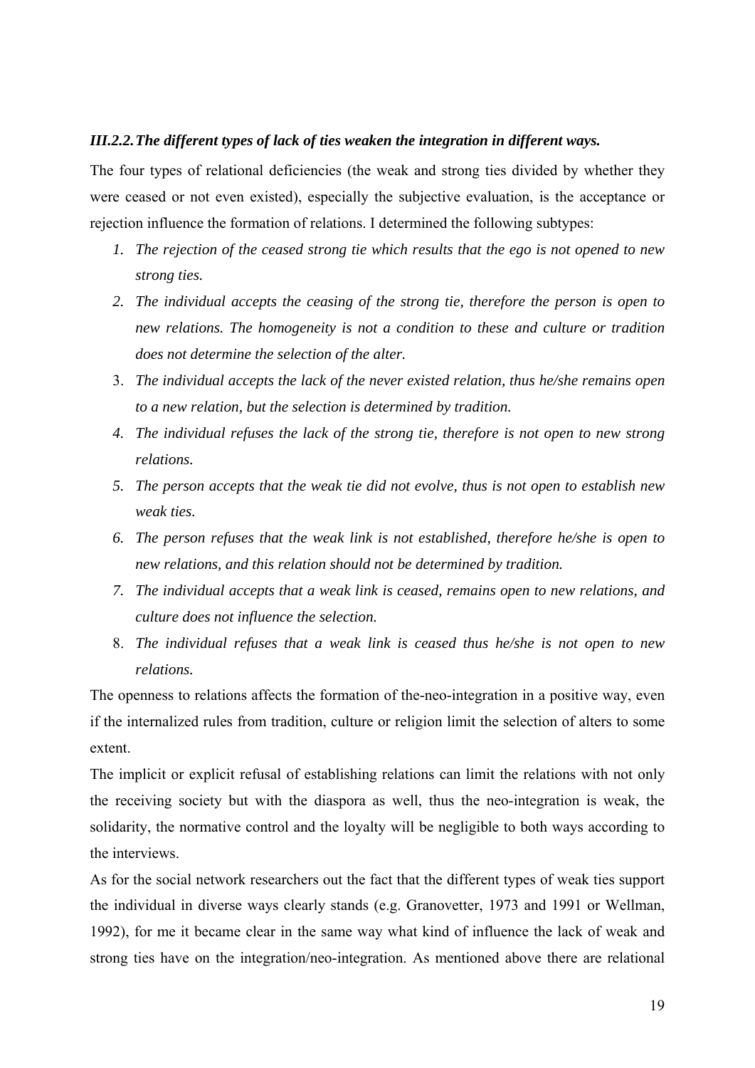### *III.2.2.The different types of lack of ties weaken the integration in different ways.*

The four types of relational deficiencies (the weak and strong ties divided by whether they were ceased or not even existed), especially the subjective evaluation, is the acceptance or rejection influence the formation of relations. I determined the following subtypes:

1. *The rejection of the ceased strong tie which results that the ego is not opened to new strong ties.*
2. *The individual accepts the ceasing of the strong tie, therefore the person is open to new relations. The homogeneity is not a condition to these and culture or tradition does not determine the selection of the alter.*
3. *The individual accepts the lack of the never existed relation, thus he/she remains open to a new relation, but the selection is determined by tradition.*
4. *The individual refuses the lack of the strong tie, therefore is not open to new strong relations.*
5. *The person accepts that the weak tie did not evolve, thus is not open to establish new weak ties.*
6. *The person refuses that the weak link is not established, therefore he/she is open to new relations, and this relation should not be determined by tradition.*
7. *The individual accepts that a weak link is ceased, remains open to new relations, and culture does not influence the selection.*
8. *The individual refuses that a weak link is ceased thus he/she is not open to new relations.*

The openness to relations affects the formation of the-neo-integration in a positive way, even if the internalized rules from tradition, culture or religion limit the selection of alters to some extent.

The implicit or explicit refusal of establishing relations can limit the relations with not only the receiving society but with the diaspora as well, thus the neo-integration is weak, the solidarity, the normative control and the loyalty will be negligible to both ways according to the interviews.

As for the social network researchers out the fact that the different types of weak ties support the individual in diverse ways clearly stands (e.g. Granovetter, 1973 and 1991 or Wellman, 1992), for me it became clear in the same way what kind of influence the lack of weak and strong ties have on the integration/neo-integration. As mentioned above there are relational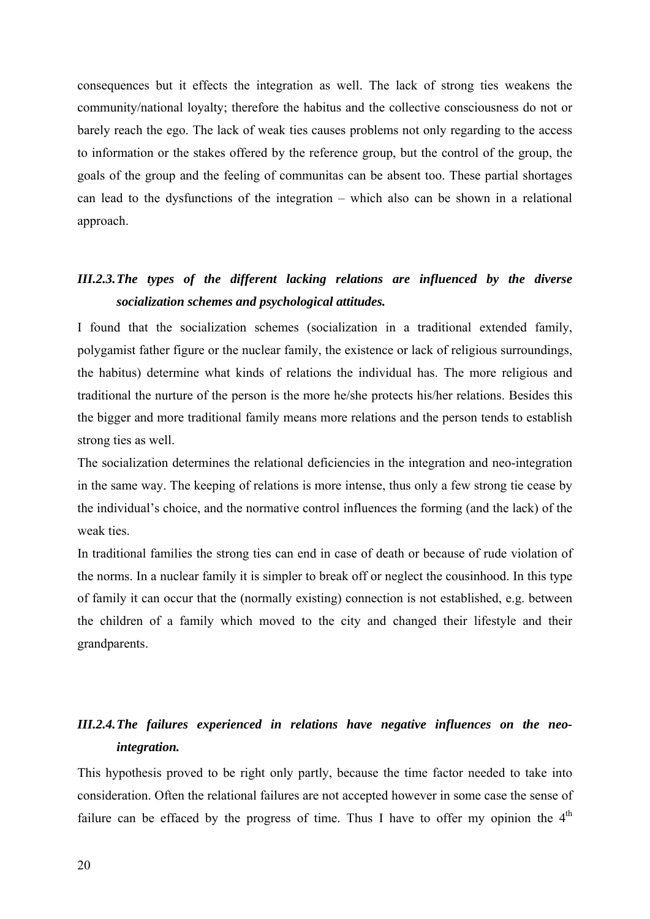consequences but it effects the integration as well. The lack of strong ties weakens the community/national loyalty; therefore the habitus and the collective consciousness do not or barely reach the ego. The lack of weak ties causes problems not only regarding to the access to information or the stakes offered by the reference group, but the control of the group, the goals of the group and the feeling of communitas can be absent too. These partial shortages can lead to the dysfunctions of the integration – which also can be shown in a relational approach.

### *III.2.3. The types of the different lacking relations are influenced by the diverse socialization schemes and psychological attitudes.*

I found that the socialization schemes (socialization in a traditional extended family, polygamist father figure or the nuclear family, the existence or lack of religious surroundings, the habitus) determine what kinds of relations the individual has. The more religious and traditional the nurture of the person is the more he/she protects his/her relations. Besides this the bigger and more traditional family means more relations and the person tends to establish strong ties as well.

The socialization determines the relational deficiencies in the integration and neo-integration in the same way. The keeping of relations is more intense, thus only a few strong tie cease by the individual's choice, and the normative control influences the forming (and the lack) of the weak ties.

In traditional families the strong ties can end in case of death or because of rude violation of the norms. In a nuclear family it is simpler to break off or neglect the cousinhood. In this type of family it can occur that the (normally existing) connection is not established, e.g. between the children of a family which moved to the city and changed their lifestyle and their grandparents.

### *III.2.4. The failures experienced in relations have negative influences on the neo-integration.*

This hypothesis proved to be right only partly, because the time factor needed to take into consideration. Often the relational failures are not accepted however in some case the sense of failure can be effaced by the progress of time. Thus I have to offer my opinion the 4th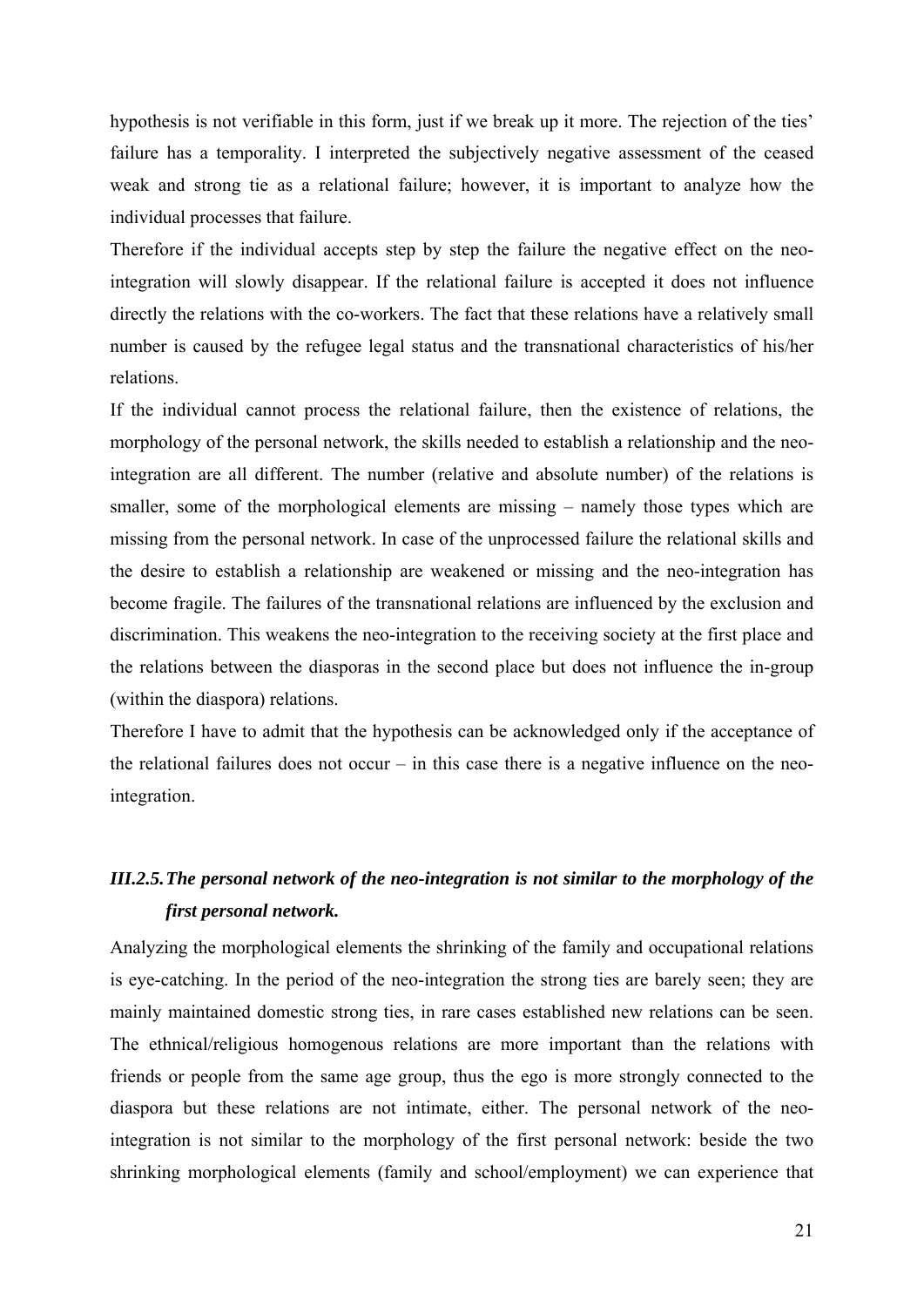hypothesis is not verifiable in this form, just if we break up it more. The rejection of the ties' failure has a temporality. I interpreted the subjectively negative assessment of the ceased weak and strong tie as a relational failure; however, it is important to analyze how the individual processes that failure.

Therefore if the individual accepts step by step the failure the negative effect on the neo-integration will slowly disappear. If the relational failure is accepted it does not influence directly the relations with the co-workers. The fact that these relations have a relatively small number is caused by the refugee legal status and the transnational characteristics of his/her relations.

If the individual cannot process the relational failure, then the existence of relations, the morphology of the personal network, the skills needed to establish a relationship and the neo-integration are all different. The number (relative and absolute number) of the relations is smaller, some of the morphological elements are missing – namely those types which are missing from the personal network. In case of the unprocessed failure the relational skills and the desire to establish a relationship are weakened or missing and the neo-integration has become fragile. The failures of the transnational relations are influenced by the exclusion and discrimination. This weakens the neo-integration to the receiving society at the first place and the relations between the diasporas in the second place but does not influence the in-group (within the diaspora) relations.

Therefore I have to admit that the hypothesis can be acknowledged only if the acceptance of the relational failures does not occur – in this case there is a negative influence on the neo-integration.

### *III.2.5. The personal network of the neo-integration is not similar to the morphology of the first personal network.*

Analyzing the morphological elements the shrinking of the family and occupational relations is eye-catching. In the period of the neo-integration the strong ties are barely seen; they are mainly maintained domestic strong ties, in rare cases established new relations can be seen. The ethnical/religious homogenous relations are more important than the relations with friends or people from the same age group, thus the ego is more strongly connected to the diaspora but these relations are not intimate, either. The personal network of the neo-integration is not similar to the morphology of the first personal network: beside the two shrinking morphological elements (family and school/employment) we can experience that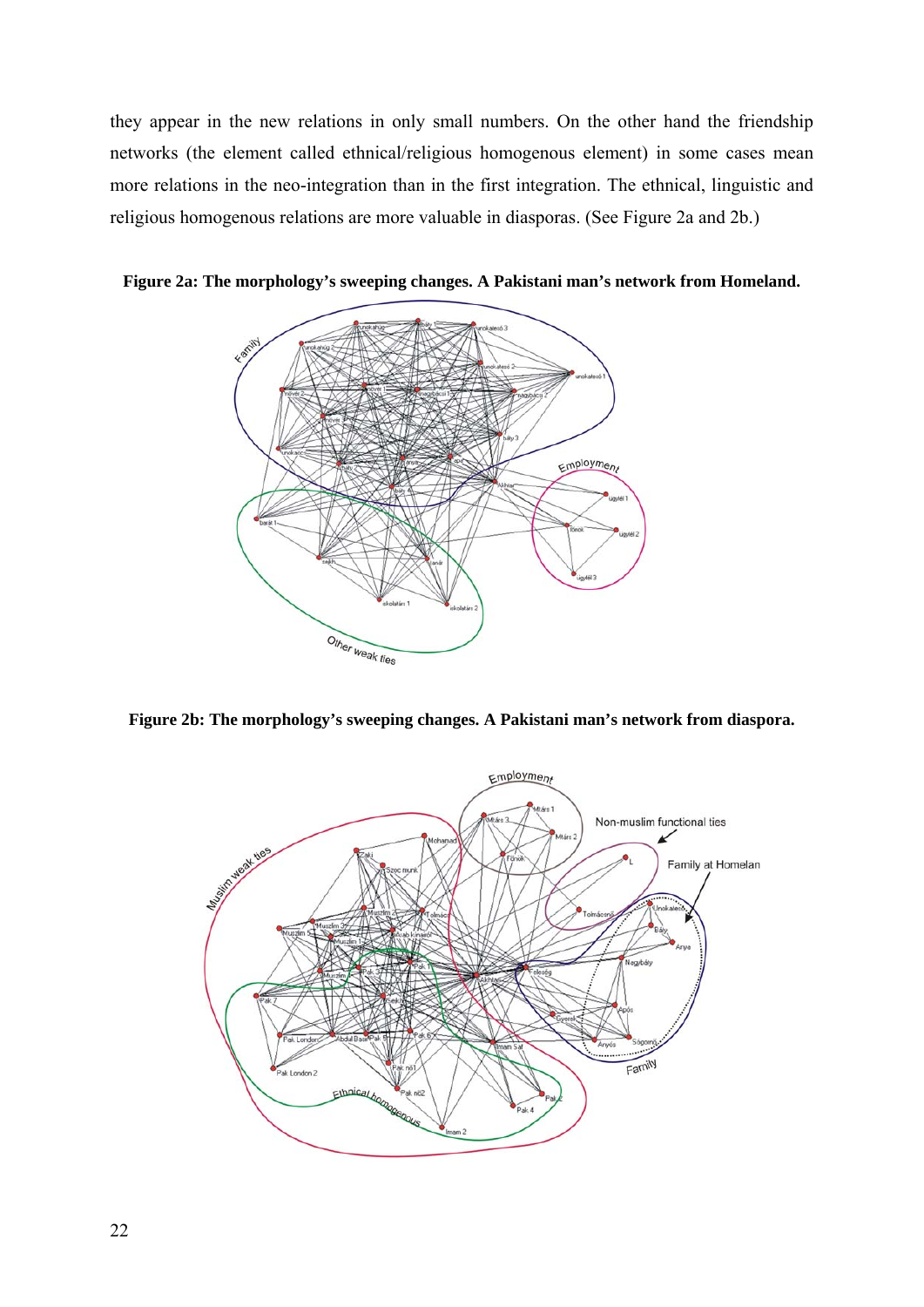they appear in the new relations in only small numbers. On the other hand the friendship networks (the element called ethnical/religious homogenous element) in some cases mean more relations in the neo-integration than in the first integration. The ethnical, linguistic and religious homogenous relations are more valuable in diasporas. (See Figure 2a and 2b.)

**Figure 2a: The morphology's sweeping changes. A Pakistani man's network from Homeland.**

**Figure 2b: The morphology's sweeping changes. A Pakistani man's network from diaspora.**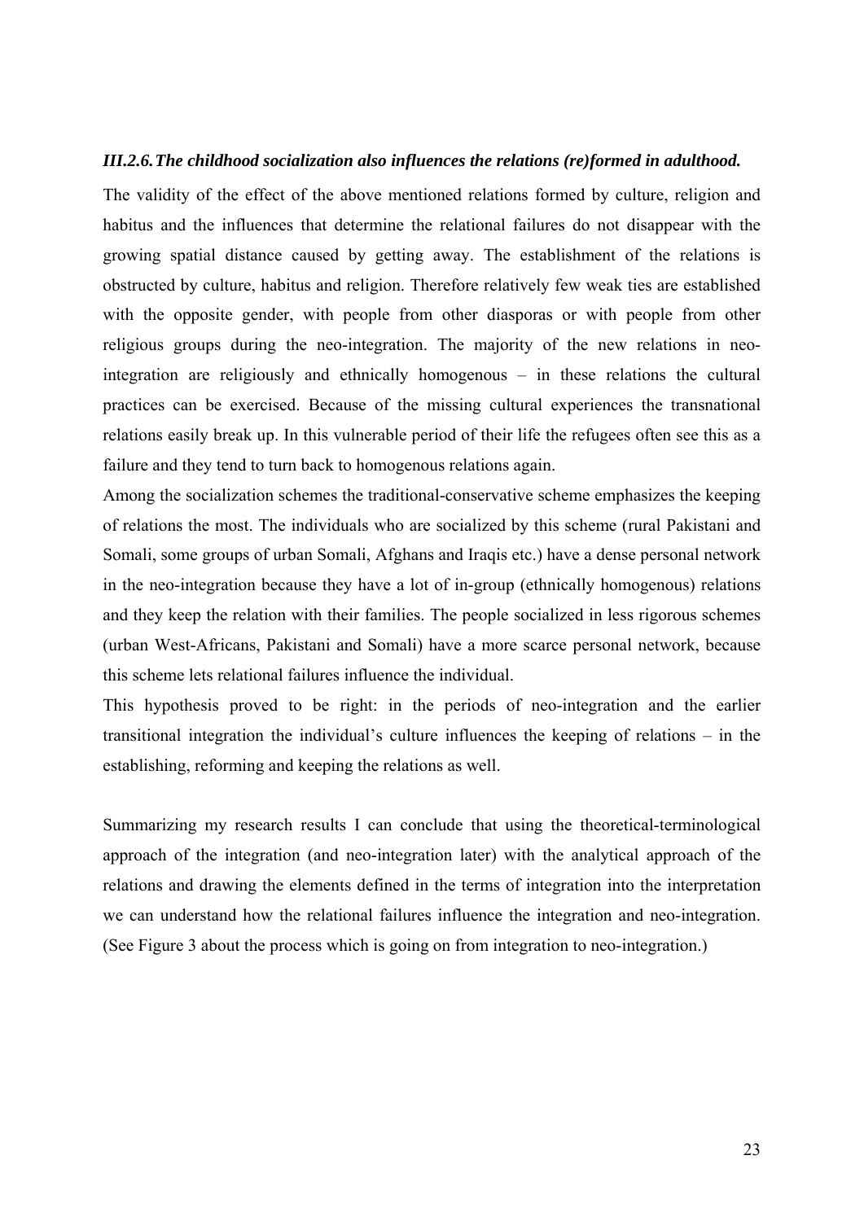### *III.2.6. The childhood socialization also influences the relations (re)formed in adulthood.*

The validity of the effect of the above mentioned relations formed by culture, religion and habitus and the influences that determine the relational failures do not disappear with the growing spatial distance caused by getting away. The establishment of the relations is obstructed by culture, habitus and religion. Therefore relatively few weak ties are established with the opposite gender, with people from other diasporas or with people from other religious groups during the neo-integration. The majority of the new relations in neo-integration are religiously and ethnically homogenous – in these relations the cultural practices can be exercised. Because of the missing cultural experiences the transnational relations easily break up. In this vulnerable period of their life the refugees often see this as a failure and they tend to turn back to homogenous relations again.

Among the socialization schemes the traditional-conservative scheme emphasizes the keeping of relations the most. The individuals who are socialized by this scheme (rural Pakistani and Somali, some groups of urban Somali, Afghans and Iraqis etc.) have a dense personal network in the neo-integration because they have a lot of in-group (ethnically homogenous) relations and they keep the relation with their families. The people socialized in less rigorous schemes (urban West-Africans, Pakistani and Somali) have a more scarce personal network, because this scheme lets relational failures influence the individual.

This hypothesis proved to be right: in the periods of neo-integration and the earlier transitional integration the individual's culture influences the keeping of relations – in the establishing, reforming and keeping the relations as well.

Summarizing my research results I can conclude that using the theoretical-terminological approach of the integration (and neo-integration later) with the analytical approach of the relations and drawing the elements defined in the terms of integration into the interpretation we can understand how the relational failures influence the integration and neo-integration. (See Figure 3 about the process which is going on from integration to neo-integration.)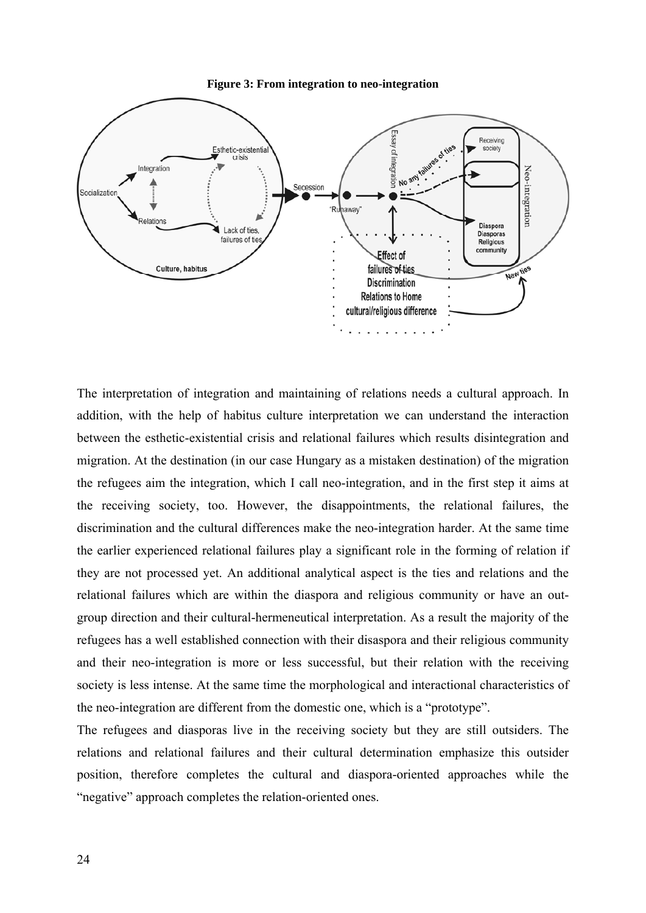**Figure 3: From integration to neo-integration**

The interpretation of integration and maintaining of relations needs a cultural approach. In addition, with the help of habitus culture interpretation we can understand the interaction between the esthetic-existential crisis and relational failures which results disintegration and migration. At the destination (in our case Hungary as a mistaken destination) of the migration the refugees aim the integration, which I call neo-integration, and in the first step it aims at the receiving society, too. However, the disappointments, the relational failures, the discrimination and the cultural differences make the neo-integration harder. At the same time the earlier experienced relational failures play a significant role in the forming of relation if they are not processed yet. An additional analytical aspect is the ties and relations and the relational failures which are within the diaspora and religious community or have an out-group direction and their cultural-hermeneutical interpretation. As a result the majority of the refugees has a well established connection with their disaspora and their religious community and their neo-integration is more or less successful, but their relation with the receiving society is less intense. At the same time the morphological and interactional characteristics of the neo-integration are different from the domestic one, which is a "prototype".

The refugees and diasporas live in the receiving society but they are still outsiders. The relations and relational failures and their cultural determination emphasize this outsider position, therefore completes the cultural and diaspora-oriented approaches while the "negative" approach completes the relation-oriented ones.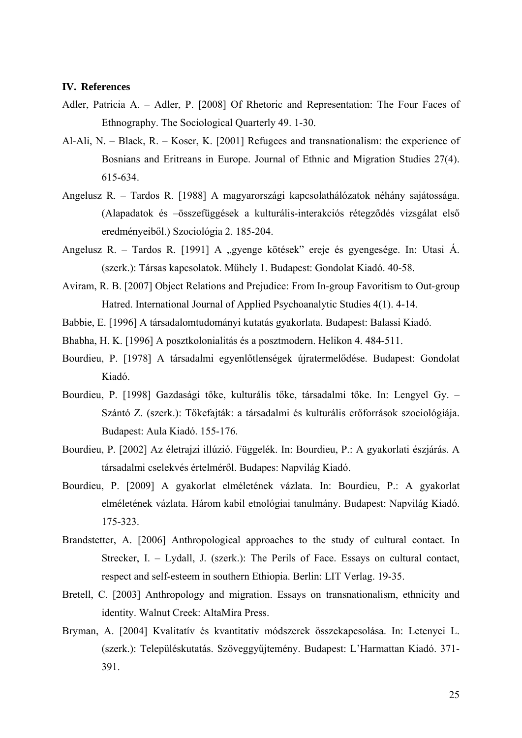## IV. References

Adler, Patricia A. – Adler, P. [2008] Of Rhetoric and Representation: The Four Faces of Ethnography. The Sociological Quarterly 49. 1-30.

Al-Ali, N. – Black, R. – Koser, K. [2001] Refugees and transnationalism: the experience of Bosnians and Eritreans in Europe. Journal of Ethnic and Migration Studies 27(4). 615-634.

Angelusz R. – Tardos R. [1988] A magyarországi kapcsolathálózatok néhány sajátossága. (Alapadatok és –összefüggések a kulturális-interakciós rétegződés vizsgálat első eredményeiből.) Szociológia 2. 185-204.

Angelusz R. – Tardos R. [1991] A „gyenge kötések" ereje és gyengesége. In: Utasi Á. (szerk.): Társas kapcsolatok. Műhely 1. Budapest: Gondolat Kiadó. 40-58.

Aviram, R. B. [2007] Object Relations and Prejudice: From In-group Favoritism to Out-group Hatred. International Journal of Applied Psychoanalytic Studies 4(1). 4-14.

Babbie, E. [1996] A társadalomtudományi kutatás gyakorlata. Budapest: Balassi Kiadó.

Bhabha, H. K. [1996] A posztkolonialitás és a posztmodern. Helikon 4. 484-511.

Bourdieu, P. [1978] A társadalmi egyenlőtlenségek újratermelődése. Budapest: Gondolat Kiadó.

Bourdieu, P. [1998] Gazdasági tőke, kulturális tőke, társadalmi tőke. In: Lengyel Gy. – Szántó Z. (szerk.): Tőkefajták: a társadalmi és kulturális erőforrások szociológiája. Budapest: Aula Kiadó. 155-176.

Bourdieu, P. [2002] Az életrajzi illúzió. Függelék. In: Bourdieu, P.: A gyakorlati észjárás. A társadalmi cselekvés értelméről. Budapes: Napvilág Kiadó.

Bourdieu, P. [2009] A gyakorlat elméletének vázlata. In: Bourdieu, P.: A gyakorlat elméletének vázlata. Három kabil etnológiai tanulmány. Budapest: Napvilág Kiadó. 175-323.

Brandstetter, A. [2006] Anthropological approaches to the study of cultural contact. In Strecker, I. – Lydall, J. (szerk.): The Perils of Face. Essays on cultural contact, respect and self-esteem in southern Ethiopia. Berlin: LIT Verlag. 19-35.

Bretell, C. [2003] Anthropology and migration. Essays on transnationalism, ethnicity and identity. Walnut Creek: AltaMira Press.

Bryman, A. [2004] Kvalitatív és kvantitatív módszerek összekapcsolása. In: Letenyei L. (szerk.): Településkutatás. Szöveggyűjtemény. Budapest: L'Harmattan Kiadó. 371-391.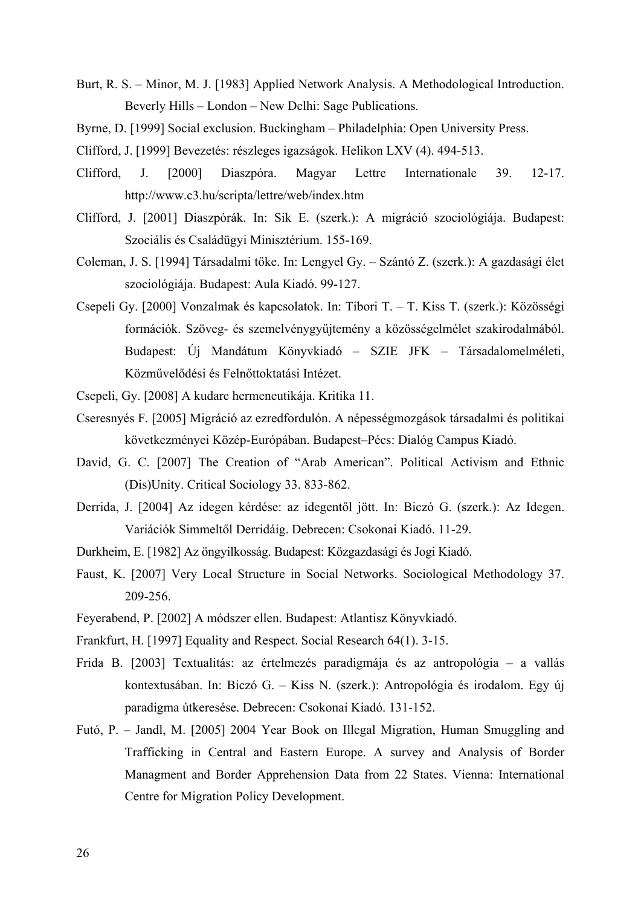Burt, R. S. – Minor, M. J. [1983] Applied Network Analysis. A Methodological Introduction. Beverly Hills – London – New Delhi: Sage Publications.

Byrne, D. [1999] Social exclusion. Buckingham – Philadelphia: Open University Press.

Clifford, J. [1999] Bevezetés: részleges igazságok. Helikon LXV (4). 494-513.

Clifford, J. [2000] Diaszpóra. Magyar Lettre Internationale 39. 12-17. http://www.c3.hu/scripta/lettre/web/index.htm

Clifford, J. [2001] Diaszpórák. In: Sik E. (szerk.): A migráció szociológiája. Budapest: Szociális és Családügyi Minisztérium. 155-169.

Coleman, J. S. [1994] Társadalmi tőke. In: Lengyel Gy. – Szántó Z. (szerk.): A gazdasági élet szociológiája. Budapest: Aula Kiadó. 99-127.

Csepeli Gy. [2000] Vonzalmak és kapcsolatok. In: Tibori T. – T. Kiss T. (szerk.): Közösségi formációk. Szöveg- és szemelvénygyűjtemény a közösségelmélet szakirodalmából. Budapest: Új Mandátum Könyvkiadó – SZIE JFK – Társadalomelméleti, Közművelődési és Felnőttoktatási Intézet.

Csepeli, Gy. [2008] A kudarc hermeneutikája. Kritika 11.

Cseresnyés F. [2005] Migráció az ezredfordulón. A népességmozgások társadalmi és politikai következményei Közép-Európában. Budapest–Pécs: Dialóg Campus Kiadó.

David, G. C. [2007] The Creation of "Arab American". Political Activism and Ethnic (Dis)Unity. Critical Sociology 33. 833-862.

Derrida, J. [2004] Az idegen kérdése: az idegentől jött. In: Biczó G. (szerk.): Az Idegen. Variációk Simmeltől Derridáig. Debrecen: Csokonai Kiadó. 11-29.

Durkheim, E. [1982] Az öngyilkosság. Budapest: Közgazdasági és Jogi Kiadó.

Faust, K. [2007] Very Local Structure in Social Networks. Sociological Methodology 37. 209-256.

Feyerabend, P. [2002] A módszer ellen. Budapest: Atlantisz Könyvkiadó.

Frankfurt, H. [1997] Equality and Respect. Social Research 64(1). 3-15.

Frida B. [2003] Textualitás: az értelmezés paradigmája és az antropológia – a vallás kontextusában. In: Biczó G. – Kiss N. (szerk.): Antropológia és irodalom. Egy új paradigma útkeresése. Debrecen: Csokonai Kiadó. 131-152.

Futó, P. – Jandl, M. [2005] 2004 Year Book on Illegal Migration, Human Smuggling and Trafficking in Central and Eastern Europe. A survey and Analysis of Border Managment and Border Apprehension Data from 22 States. Vienna: International Centre for Migration Policy Development.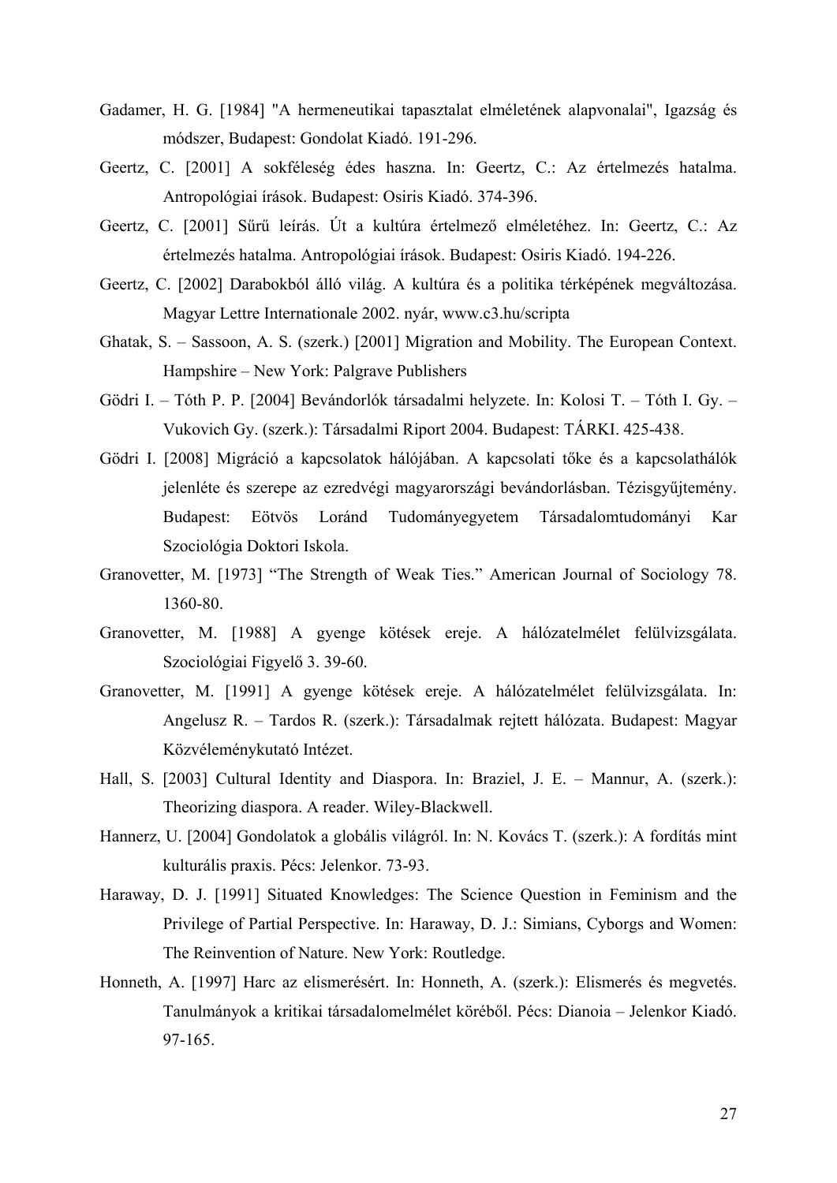Gadamer, H. G. [1984] "A hermeneutikai tapasztalat elméletének alapvonalai", Igazság és módszer, Budapest: Gondolat Kiadó. 191-296.

Geertz, C. [2001] A sokféleség édes haszna. In: Geertz, C.: Az értelmezés hatalma. Antropológiai írások. Budapest: Osiris Kiadó. 374-396.

Geertz, C. [2001] Sűrű leírás. Út a kultúra értelmező elméletéhez. In: Geertz, C.: Az értelmezés hatalma. Antropológiai írások. Budapest: Osiris Kiadó. 194-226.

Geertz, C. [2002] Darabokból álló világ. A kultúra és a politika térképének megváltozása. Magyar Lettre Internationale 2002. nyár, www.c3.hu/scripta

Ghatak, S. – Sassoon, A. S. (szerk.) [2001] Migration and Mobility. The European Context. Hampshire – New York: Palgrave Publishers

Gödri I. – Tóth P. P. [2004] Bevándorlók társadalmi helyzete. In: Kolosi T. – Tóth I. Gy. – Vukovich Gy. (szerk.): Társadalmi Riport 2004. Budapest: TÁRKI. 425-438.

Gödri I. [2008] Migráció a kapcsolatok hálójában. A kapcsolati tőke és a kapcsolathálók jelenléte és szerepe az ezredvégi magyarországi bevándorlásban. Tézisgyűjtemény. Budapest: Eötvös Loránd Tudományegyetem Társadalomtudományi Kar Szociológia Doktori Iskola.

Granovetter, M. [1973] "The Strength of Weak Ties." American Journal of Sociology 78. 1360-80.

Granovetter, M. [1988] A gyenge kötések ereje. A hálózatelmélet felülvizsgálata. Szociológiai Figyelő 3. 39-60.

Granovetter, M. [1991] A gyenge kötések ereje. A hálózatelmélet felülvizsgálata. In: Angelusz R. – Tardos R. (szerk.): Társadalmak rejtett hálózata. Budapest: Magyar Közvéleménykutató Intézet.

Hall, S. [2003] Cultural Identity and Diaspora. In: Braziel, J. E. – Mannur, A. (szerk.): Theorizing diaspora. A reader. Wiley-Blackwell.

Hannerz, U. [2004] Gondolatok a globális világról. In: N. Kovács T. (szerk.): A fordítás mint kulturális praxis. Pécs: Jelenkor. 73-93.

Haraway, D. J. [1991] Situated Knowledges: The Science Question in Feminism and the Privilege of Partial Perspective. In: Haraway, D. J.: Simians, Cyborgs and Women: The Reinvention of Nature. New York: Routledge.

Honneth, A. [1997] Harc az elismerésért. In: Honneth, A. (szerk.): Elismerés és megvetés. Tanulmányok a kritikai társadalomelmélet köréből. Pécs: Dianoia – Jelenkor Kiadó. 97-165.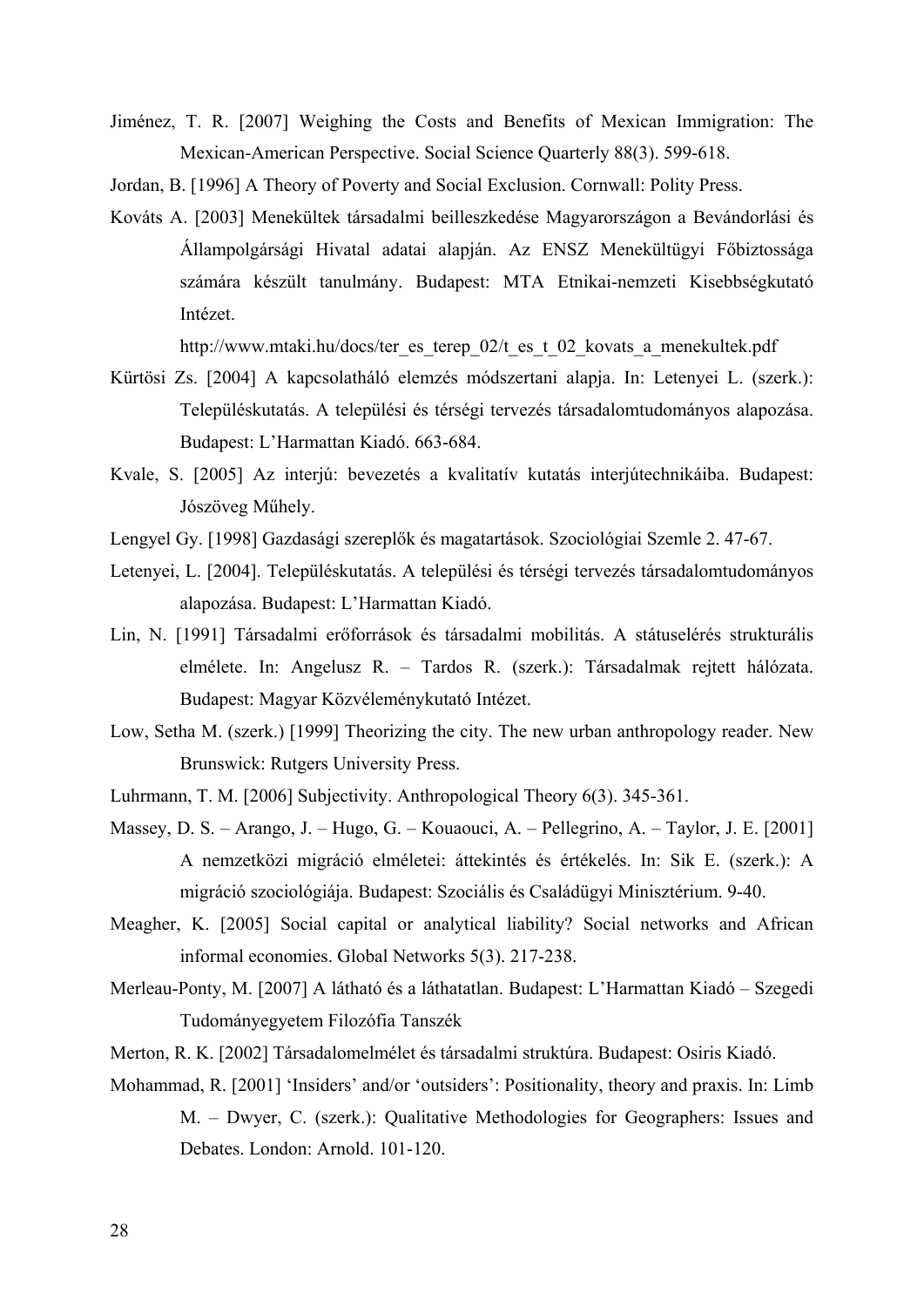Jiménez, T. R. [2007] Weighing the Costs and Benefits of Mexican Immigration: The Mexican-American Perspective. Social Science Quarterly 88(3). 599-618.

Jordan, B. [1996] A Theory of Poverty and Social Exclusion. Cornwall: Polity Press.

Kováts A. [2003] Menekültek társadalmi beilleszkedése Magyarországon a Bevándorlási és Állampolgársági Hivatal adatai alapján. Az ENSZ Menekültügyi Főbiztossága számára készült tanulmány. Budapest: MTA Etnikai-nemzeti Kisebbségkutató Intézet.
http://www.mtaki.hu/docs/ter_es_terep_02/t_es_t_02_kovats_a_menekultek.pdf

Kürtösi Zs. [2004] A kapcsolatháló elemzés módszertani alapja. In: Letenyei L. (szerk.): Településkutatás. A települési és térségi tervezés társadalomtudományos alapozása. Budapest: L'Harmattan Kiadó. 663-684.

Kvale, S. [2005] Az interjú: bevezetés a kvalitatív kutatás interjútechnikáiba. Budapest: Jószöveg Műhely.

Lengyel Gy. [1998] Gazdasági szereplők és magatartások. Szociológiai Szemle 2. 47-67.

Letenyei, L. [2004]. Településkutatás. A települési és térségi tervezés társadalomtudományos alapozása. Budapest: L'Harmattan Kiadó.

Lin, N. [1991] Társadalmi erőforrások és társadalmi mobilitás. A státuselérés strukturális elmélete. In: Angelusz R. – Tardos R. (szerk.): Társadalmak rejtett hálózata. Budapest: Magyar Közvéleménykutató Intézet.

Low, Setha M. (szerk.) [1999] Theorizing the city. The new urban anthropology reader. New Brunswick: Rutgers University Press.

Luhrmann, T. M. [2006] Subjectivity. Anthropological Theory 6(3). 345-361.

Massey, D. S. – Arango, J. – Hugo, G. – Kouaouci, A. – Pellegrino, A. – Taylor, J. E. [2001] A nemzetközi migráció elméletei: áttekintés és értékelés. In: Sik E. (szerk.): A migráció szociológiája. Budapest: Szociális és Családügyi Minisztérium. 9-40.

Meagher, K. [2005] Social capital or analytical liability? Social networks and African informal economies. Global Networks 5(3). 217-238.

Merleau-Ponty, M. [2007] A látható és a láthatatlan. Budapest: L'Harmattan Kiadó – Szegedi Tudományegyetem Filozófia Tanszék

Merton, R. K. [2002] Társadalomelmélet és társadalmi struktúra. Budapest: Osiris Kiadó.

Mohammad, R. [2001] 'Insiders' and/or 'outsiders': Positionality, theory and praxis. In: Limb M. – Dwyer, C. (szerk.): Qualitative Methodologies for Geographers: Issues and Debates. London: Arnold. 101-120.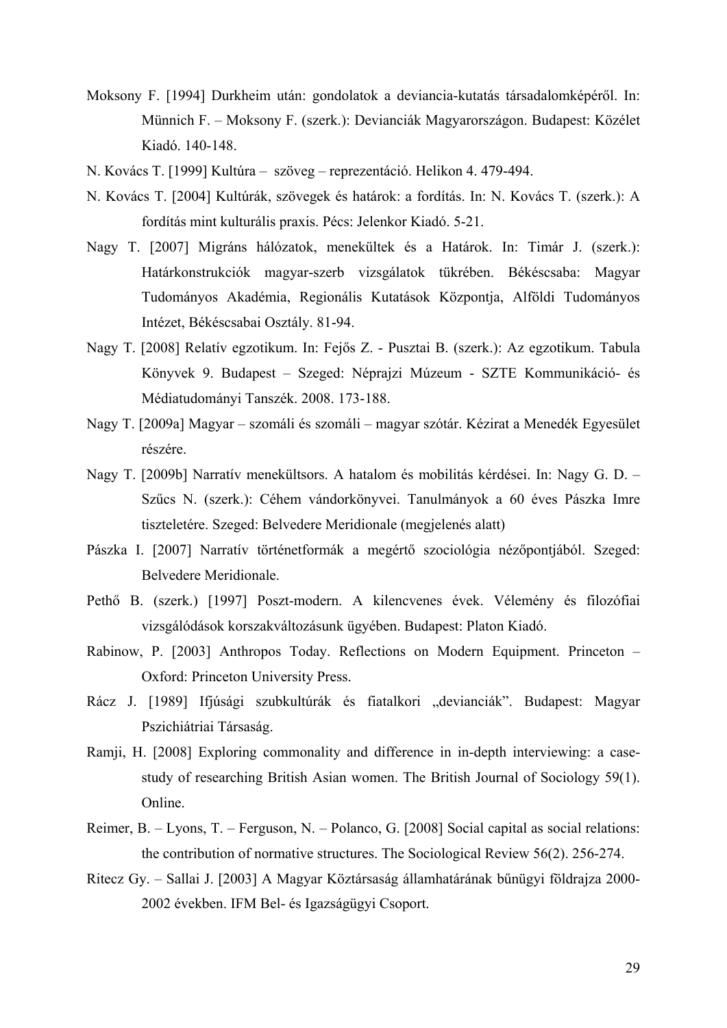Moksony F. [1994] Durkheim után: gondolatok a deviancia-kutatás társadalomképéről. In: Münnich F. – Moksony F. (szerk.): Devianciák Magyarországon. Budapest: Közélet Kiadó. 140-148.

N. Kovács T. [1999] Kultúra – szöveg – reprezentáció. Helikon 4. 479-494.

N. Kovács T. [2004] Kultúrák, szövegek és határok: a fordítás. In: N. Kovács T. (szerk.): A fordítás mint kulturális praxis. Pécs: Jelenkor Kiadó. 5-21.

Nagy T. [2007] Migráns hálózatok, menekültek és a Határok. In: Timár J. (szerk.): Határkonstrukciók magyar-szerb vizsgálatok tükrében. Békéscsaba: Magyar Tudományos Akadémia, Regionális Kutatások Központja, Alföldi Tudományos Intézet, Békéscsabai Osztály. 81-94.

Nagy T. [2008] Relatív egzotikum. In: Fejős Z. - Pusztai B. (szerk.): Az egzotikum. Tabula Könyvek 9. Budapest – Szeged: Néprajzi Múzeum - SZTE Kommunikáció- és Médiatudományi Tanszék. 2008. 173-188.

Nagy T. [2009a] Magyar – szomáli és szomáli – magyar szótár. Kézirat a Menedék Egyesület részére.

Nagy T. [2009b] Narratív menekültsors. A hatalom és mobilitás kérdései. In: Nagy G. D. – Szűcs N. (szerk.): Céhem vándorkönyvei. Tanulmányok a 60 éves Pászka Imre tiszteletére. Szeged: Belvedere Meridionale (megjelenés alatt)

Pászka I. [2007] Narratív történetformák a megértő szociológia nézőpontjából. Szeged: Belvedere Meridionale.

Pethő B. (szerk.) [1997] Poszt-modern. A kilencvenes évek. Vélemény és filozófiai vizsgálódások korszakváltozásunk ügyében. Budapest: Platon Kiadó.

Rabinow, P. [2003] Anthropos Today. Reflections on Modern Equipment. Princeton – Oxford: Princeton University Press.

Rácz J. [1989] Ifjúsági szubkultúrák és fiatalkori „devianciák". Budapest: Magyar Pszichiátriai Társaság.

Ramji, H. [2008] Exploring commonality and difference in in-depth interviewing: a case-study of researching British Asian women. The British Journal of Sociology 59(1). Online.

Reimer, B. – Lyons, T. – Ferguson, N. – Polanco, G. [2008] Social capital as social relations: the contribution of normative structures. The Sociological Review 56(2). 256-274.

Ritecz Gy. – Sallai J. [2003] A Magyar Köztársaság államhatárának bűnügyi földrajza 2000-2002 években. IFM Bel- és Igazságügyi Csoport.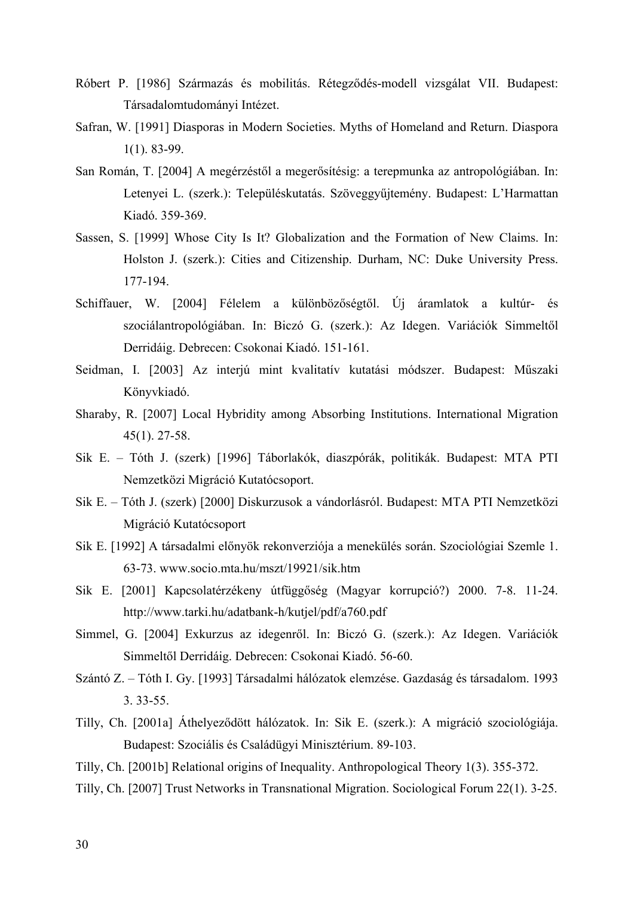Róbert P. [1986] Származás és mobilitás. Rétegződés-modell vizsgálat VII. Budapest: Társadalomtudományi Intézet.

Safran, W. [1991] Diasporas in Modern Societies. Myths of Homeland and Return. Diaspora 1(1). 83-99.

San Román, T. [2004] A megérzéstől a megerősítésig: a terepmunka az antropológiában. In: Letenyei L. (szerk.): Településkutatás. Szöveggyűjtemény. Budapest: L'Harmattan Kiadó. 359-369.

Sassen, S. [1999] Whose City Is It? Globalization and the Formation of New Claims. In: Holston J. (szerk.): Cities and Citizenship. Durham, NC: Duke University Press. 177-194.

Schiffauer, W. [2004] Félelem a különbözőségtől. Új áramlatok a kultúr- és szociálantropológiában. In: Biczó G. (szerk.): Az Idegen. Variációk Simmeltől Derridáig. Debrecen: Csokonai Kiadó. 151-161.

Seidman, I. [2003] Az interjú mint kvalitatív kutatási módszer. Budapest: Műszaki Könyvkiadó.

Sharaby, R. [2007] Local Hybridity among Absorbing Institutions. International Migration 45(1). 27-58.

Sik E. – Tóth J. (szerk) [1996] Táborlakók, diaszpórák, politikák. Budapest: MTA PTI Nemzetközi Migráció Kutatócsoport.

Sik E. – Tóth J. (szerk) [2000] Diskurzusok a vándorlásról. Budapest: MTA PTI Nemzetközi Migráció Kutatócsoport

Sik E. [1992] A társadalmi előnyök rekonverziója a menekülés során. Szociológiai Szemle 1. 63-73. www.socio.mta.hu/mszt/19921/sik.htm

Sik E. [2001] Kapcsolatérzékeny útfüggőség (Magyar korrupció?) 2000. 7-8. 11-24. http://www.tarki.hu/adatbank-h/kutjel/pdf/a760.pdf

Simmel, G. [2004] Exkurzus az idegenről. In: Biczó G. (szerk.): Az Idegen. Variációk Simmeltől Derridáig. Debrecen: Csokonai Kiadó. 56-60.

Szántó Z. – Tóth I. Gy. [1993] Társadalmi hálózatok elemzése. Gazdaság és társadalom. 1993 3. 33-55.

Tilly, Ch. [2001a] Áthelyeződött hálózatok. In: Sik E. (szerk.): A migráció szociológiája. Budapest: Szociális és Családügyi Minisztérium. 89-103.

Tilly, Ch. [2001b] Relational origins of Inequality. Anthropological Theory 1(3). 355-372.

Tilly, Ch. [2007] Trust Networks in Transnational Migration. Sociological Forum 22(1). 3-25.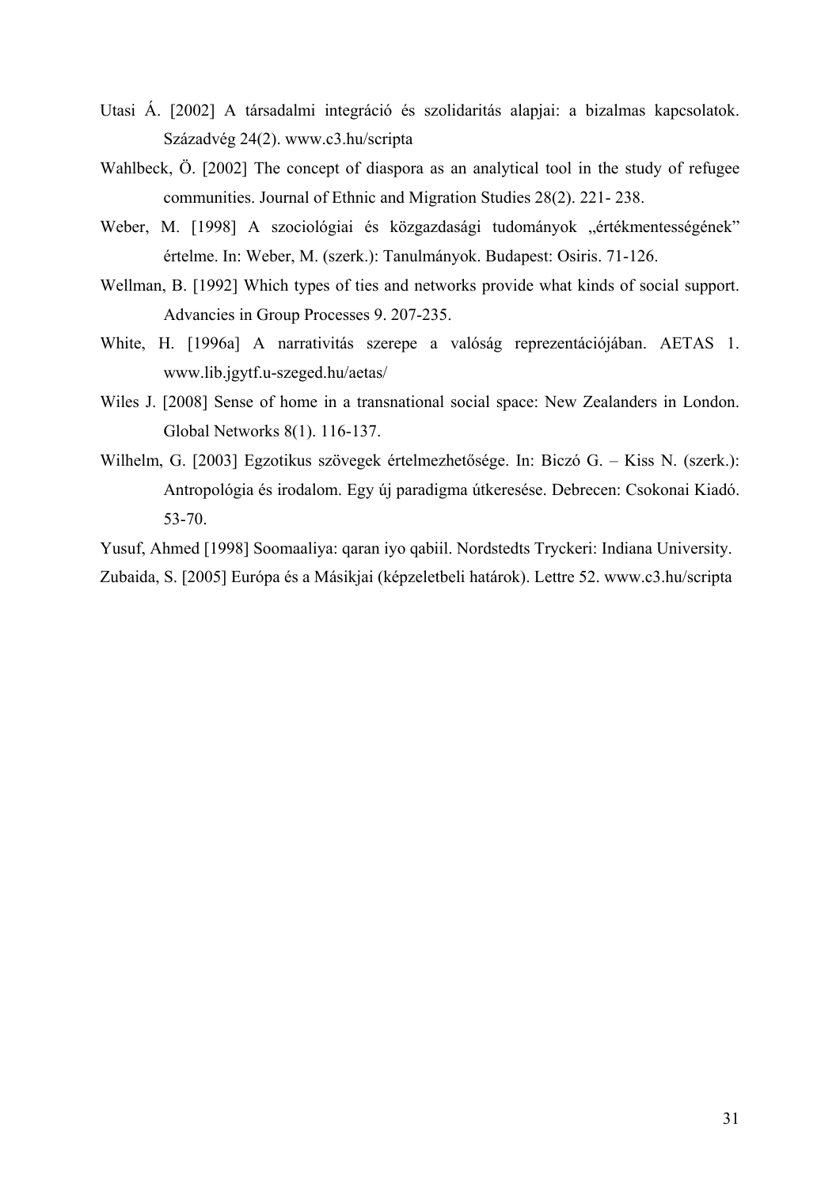Utasi Á. [2002] A társadalmi integráció és szolidaritás alapjai: a bizalmas kapcsolatok. Századvég 24(2). www.c3.hu/scripta

Wahlbeck, Ö. [2002] The concept of diaspora as an analytical tool in the study of refugee communities. Journal of Ethnic and Migration Studies 28(2). 221- 238.

Weber, M. [1998] A szociológiai és közgazdasági tudományok „értékmentességének" értelme. In: Weber, M. (szerk.): Tanulmányok. Budapest: Osiris. 71-126.

Wellman, B. [1992] Which types of ties and networks provide what kinds of social support. Advancies in Group Processes 9. 207-235.

White, H. [1996a] A narrativitás szerepe a valóság reprezentációjában. AETAS 1. www.lib.jgytf.u-szeged.hu/aetas/

Wiles J. [2008] Sense of home in a transnational social space: New Zealanders in London. Global Networks 8(1). 116-137.

Wilhelm, G. [2003] Egzotikus szövegek értelmezhetősége. In: Biczó G. – Kiss N. (szerk.): Antropológia és irodalom. Egy új paradigma útkeresése. Debrecen: Csokonai Kiadó. 53-70.

Yusuf, Ahmed [1998] Soomaaliya: qaran iyo qabiil. Nordstedts Tryckeri: Indiana University.

Zubaida, S. [2005] Európa és a Másikjai (képzeletbeli határok). Lettre 52. www.c3.hu/scripta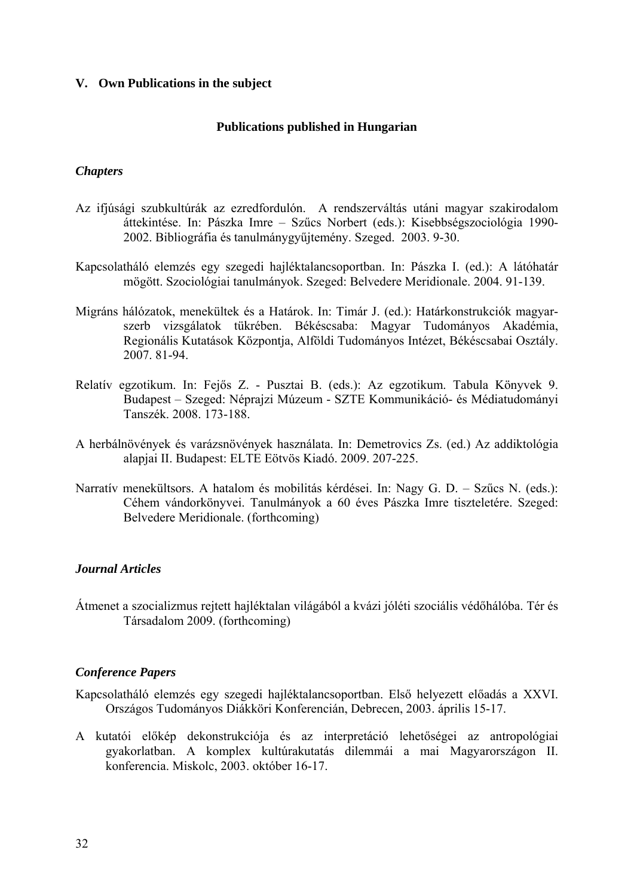## V. Own Publications in the subject

### Publications published in Hungarian

#### *Chapters*

Az ifjúsági szubkultúrák az ezredfordulón. A rendszerváltás utáni magyar szakirodalom áttekintése. In: Pászka Imre – Szűcs Norbert (eds.): Kisebbségszociológia 1990-2002. Bibliográfia és tanulmánygyűjtemény. Szeged. 2003. 9-30.

Kapcsolatháló elemzés egy szegedi hajléktalancsoportban. In: Pászka I. (ed.): A látóhatár mögött. Szociológiai tanulmányok. Szeged: Belvedere Meridionale. 2004. 91-139.

Migráns hálózatok, menekültek és a Határok. In: Timár J. (ed.): Határkonstrukciók magyar-szerb vizsgálatok tükrében. Békéscsaba: Magyar Tudományos Akadémia, Regionális Kutatások Központja, Alföldi Tudományos Intézet, Békéscsabai Osztály. 2007. 81-94.

Relatív egzotikum. In: Fejős Z. - Pusztai B. (eds.): Az egzotikum. Tabula Könyvek 9. Budapest – Szeged: Néprajzi Múzeum - SZTE Kommunikáció- és Médiatudományi Tanszék. 2008. 173-188.

A herbálnövények és varázsnövények használata. In: Demetrovics Zs. (ed.) Az addiktológia alapjai II. Budapest: ELTE Eötvös Kiadó. 2009. 207-225.

Narratív menekültsors. A hatalom és mobilitás kérdései. In: Nagy G. D. – Szűcs N. (eds.): Céhem vándorkönyvei. Tanulmányok a 60 éves Pászka Imre tiszteletére. Szeged: Belvedere Meridionale. (forthcoming)

#### *Journal Articles*

Átmenet a szocializmus rejtett hajléktalan világából a kvázi jóléti szociális védőhálóba. Tér és Társadalom 2009. (forthcoming)

#### *Conference Papers*

Kapcsolatháló elemzés egy szegedi hajléktalancsoportban. Első helyezett előadás a XXVI. Országos Tudományos Diákköri Konferencián, Debrecen, 2003. április 15-17.

A kutatói előkép dekonstrukciója és az interpretáció lehetőségei az antropológiai gyakorlatban. A komplex kultúrakutatás dilemmái a mai Magyarországon II. konferencia. Miskolc, 2003. október 16-17.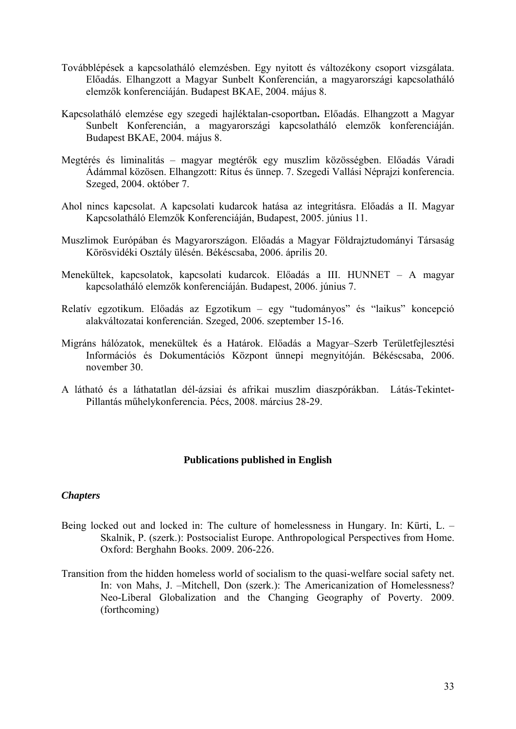Továbblépések a kapcsolatháló elemzésben. Egy nyitott és változékony csoport vizsgálata. Előadás. Elhangzott a Magyar Sunbelt Konferencián, a magyarországi kapcsolatháló elemzők konferenciáján. Budapest BKAE, 2004. május 8.

Kapcsolatháló elemzése egy szegedi hajléktalan-csoportban**.** Előadás. Elhangzott a Magyar Sunbelt Konferencián, a magyarországi kapcsolatháló elemzők konferenciáján. Budapest BKAE, 2004. május 8.

Megtérés és liminalitás – magyar megtérők egy muszlim közösségben. Előadás Váradi Ádámmal közösen. Elhangzott: Rítus és ünnep. 7. Szegedi Vallási Néprajzi konferencia. Szeged, 2004. október 7.

Ahol nincs kapcsolat. A kapcsolati kudarcok hatása az integritásra. Előadás a II. Magyar Kapcsolatháló Elemzők Konferenciáján, Budapest, 2005. június 11.

Muszlimok Európában és Magyarországon. Előadás a Magyar Földrajztudományi Társaság Körösvidéki Osztály ülésén. Békéscsaba, 2006. április 20.

Menekültek, kapcsolatok, kapcsolati kudarcok. Előadás a III. HUNNET – A magyar kapcsolatháló elemzők konferenciáján. Budapest, 2006. június 7.

Relatív egzotikum. Előadás az Egzotikum – egy "tudományos" és "laikus" koncepció alakváltozatai konferencián. Szeged, 2006. szeptember 15-16.

Migráns hálózatok, menekültek és a Határok. Előadás a Magyar–Szerb Területfejlesztési Információs és Dokumentációs Központ ünnepi megnyitóján. Békéscsaba, 2006. november 30.

A látható és a láthatatlan dél-ázsiai és afrikai muszlim diaszpórákban. Látás-Tekintet-Pillantás műhelykonferencia. Pécs, 2008. március 28-29.

## Publications published in English

### *Chapters*

Being locked out and locked in: The culture of homelessness in Hungary. In: Kürti, L. – Skalnik, P. (szerk.): Postsocialist Europe. Anthropological Perspectives from Home. Oxford: Berghahn Books. 2009. 206-226.

Transition from the hidden homeless world of socialism to the quasi-welfare social safety net. In: von Mahs, J. –Mitchell, Don (szerk.): The Americanization of Homelessness? Neo-Liberal Globalization and the Changing Geography of Poverty. 2009. (forthcoming)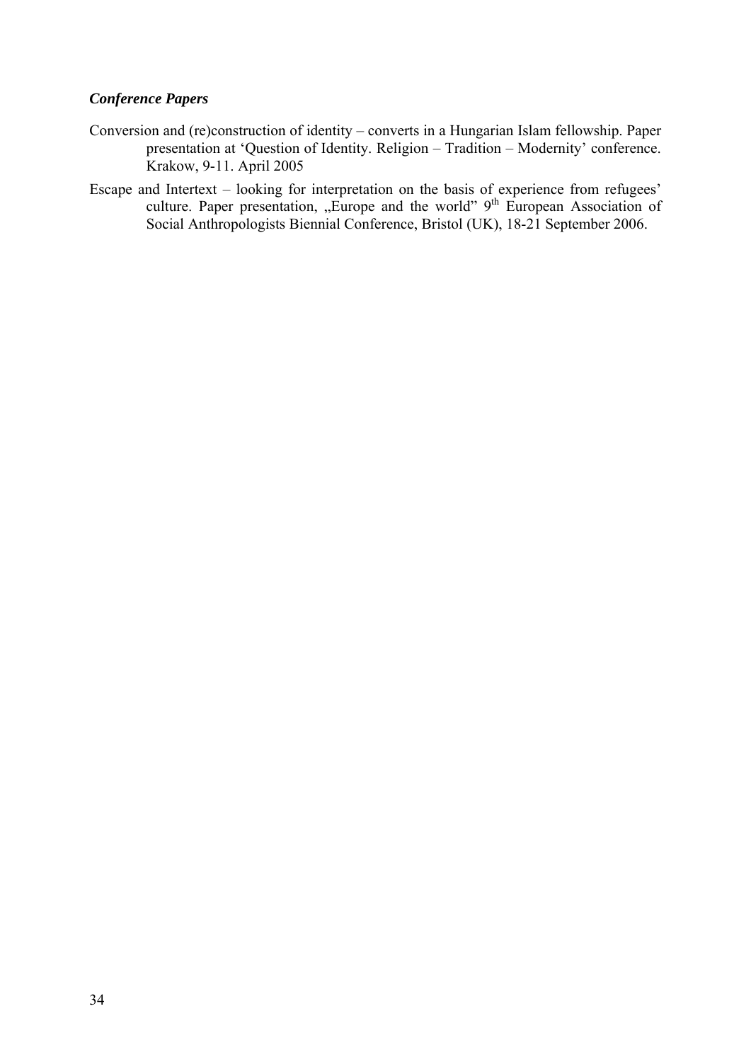***Conference Papers***

Conversion and (re)construction of identity – converts in a Hungarian Islam fellowship. Paper presentation at 'Question of Identity. Religion – Tradition – Modernity' conference. Krakow, 9-11. April 2005

Escape and Intertext – looking for interpretation on the basis of experience from refugees' culture. Paper presentation, „Europe and the world" 9th European Association of Social Anthropologists Biennial Conference, Bristol (UK), 18-21 September 2006.